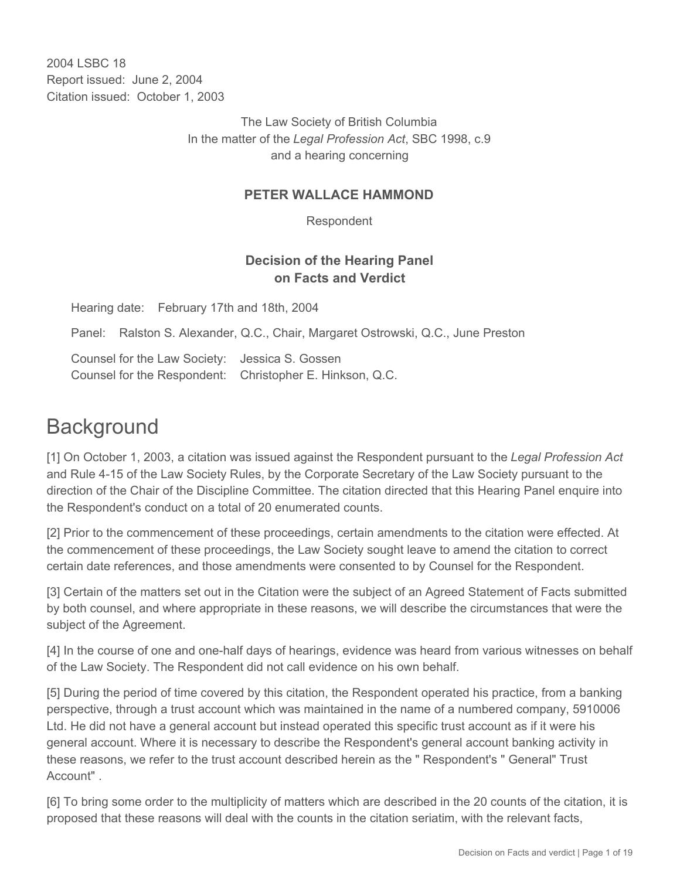2004 LSBC 18
Report issued: June 2, 2004
Citation issued: October 1, 2003

The Law Society of British Columbia
In the matter of the *Legal Profession Act*, SBC 1998, c.9
and a hearing concerning

**PETER WALLACE HAMMOND**

Respondent

**Decision of the Hearing Panel on Facts and Verdict**

Hearing date: February 17th and 18th, 2004

Panel: Ralston S. Alexander, Q.C., Chair, Margaret Ostrowski, Q.C., June Preston

Counsel for the Law Society: Jessica S. Gossen
Counsel for the Respondent: Christopher E. Hinkson, Q.C.

# Background

[1] On October 1, 2003, a citation was issued against the Respondent pursuant to the *Legal Profession Act* and Rule 4-15 of the Law Society Rules, by the Corporate Secretary of the Law Society pursuant to the direction of the Chair of the Discipline Committee. The citation directed that this Hearing Panel enquire into the Respondent's conduct on a total of 20 enumerated counts.

[2] Prior to the commencement of these proceedings, certain amendments to the citation were effected. At the commencement of these proceedings, the Law Society sought leave to amend the citation to correct certain date references, and those amendments were consented to by Counsel for the Respondent.

[3] Certain of the matters set out in the Citation were the subject of an Agreed Statement of Facts submitted by both counsel, and where appropriate in these reasons, we will describe the circumstances that were the subject of the Agreement.

[4] In the course of one and one-half days of hearings, evidence was heard from various witnesses on behalf of the Law Society. The Respondent did not call evidence on his own behalf.

[5] During the period of time covered by this citation, the Respondent operated his practice, from a banking perspective, through a trust account which was maintained in the name of a numbered company, 5910006 Ltd. He did not have a general account but instead operated this specific trust account as if it were his general account. Where it is necessary to describe the Respondent's general account banking activity in these reasons, we refer to the trust account described herein as the " Respondent's " General" Trust Account" .

[6] To bring some order to the multiplicity of matters which are described in the 20 counts of the citation, it is proposed that these reasons will deal with the counts in the citation seriatim, with the relevant facts,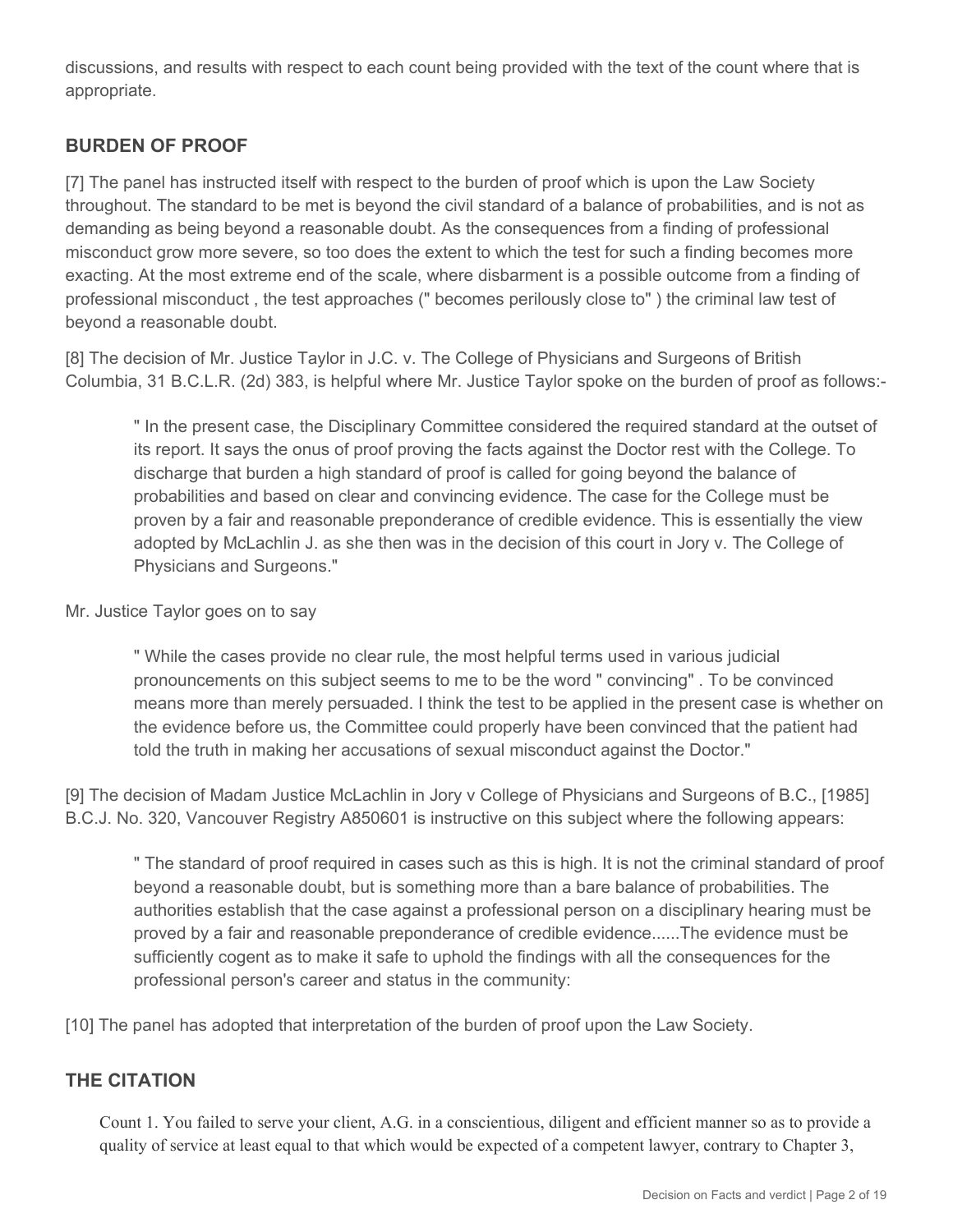discussions, and results with respect to each count being provided with the text of the count where that is appropriate.

## BURDEN OF PROOF

[7] The panel has instructed itself with respect to the burden of proof which is upon the Law Society throughout. The standard to be met is beyond the civil standard of a balance of probabilities, and is not as demanding as being beyond a reasonable doubt. As the consequences from a finding of professional misconduct grow more severe, so too does the extent to which the test for such a finding becomes more exacting. At the most extreme end of the scale, where disbarment is a possible outcome from a finding of professional misconduct , the test approaches (" becomes perilously close to" ) the criminal law test of beyond a reasonable doubt.

[8] The decision of Mr. Justice Taylor in J.C. v. The College of Physicians and Surgeons of British Columbia, 31 B.C.L.R. (2d) 383, is helpful where Mr. Justice Taylor spoke on the burden of proof as follows:-

> " In the present case, the Disciplinary Committee considered the required standard at the outset of its report. It says the onus of proof proving the facts against the Doctor rest with the College. To discharge that burden a high standard of proof is called for going beyond the balance of probabilities and based on clear and convincing evidence. The case for the College must be proven by a fair and reasonable preponderance of credible evidence. This is essentially the view adopted by McLachlin J. as she then was in the decision of this court in Jory v. The College of Physicians and Surgeons."

Mr. Justice Taylor goes on to say

> " While the cases provide no clear rule, the most helpful terms used in various judicial pronouncements on this subject seems to me to be the word " convincing" . To be convinced means more than merely persuaded. I think the test to be applied in the present case is whether on the evidence before us, the Committee could properly have been convinced that the patient had told the truth in making her accusations of sexual misconduct against the Doctor."

[9] The decision of Madam Justice McLachlin in Jory v College of Physicians and Surgeons of B.C., [1985] B.C.J. No. 320, Vancouver Registry A850601 is instructive on this subject where the following appears:

> " The standard of proof required in cases such as this is high. It is not the criminal standard of proof beyond a reasonable doubt, but is something more than a bare balance of probabilities. The authorities establish that the case against a professional person on a disciplinary hearing must be proved by a fair and reasonable preponderance of credible evidence......The evidence must be sufficiently cogent as to make it safe to uphold the findings with all the consequences for the professional person's career and status in the community:

[10] The panel has adopted that interpretation of the burden of proof upon the Law Society.

## THE CITATION

Count 1. You failed to serve your client, A.G. in a conscientious, diligent and efficient manner so as to provide a quality of service at least equal to that which would be expected of a competent lawyer, contrary to Chapter 3,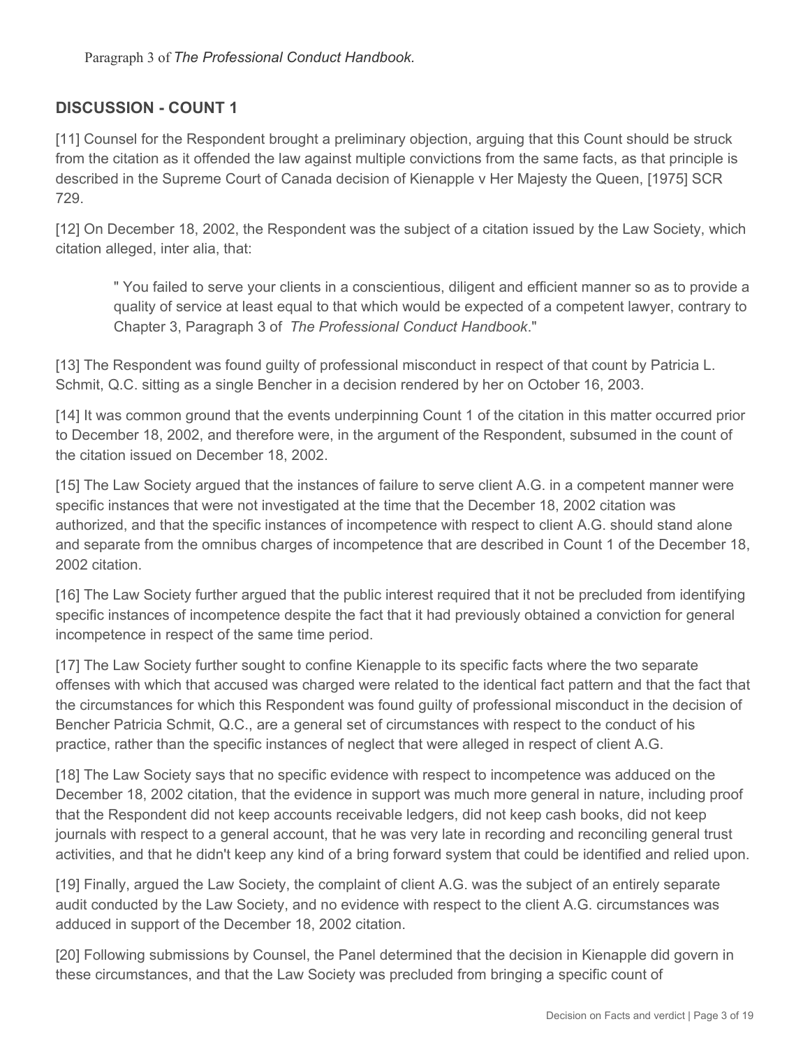Paragraph 3 of *The Professional Conduct Handbook.*

## DISCUSSION - COUNT 1

[11] Counsel for the Respondent brought a preliminary objection, arguing that this Count should be struck from the citation as it offended the law against multiple convictions from the same facts, as that principle is described in the Supreme Court of Canada decision of Kienapple v Her Majesty the Queen, [1975] SCR 729.

[12] On December 18, 2002, the Respondent was the subject of a citation issued by the Law Society, which citation alleged, inter alia, that:

> " You failed to serve your clients in a conscientious, diligent and efficient manner so as to provide a quality of service at least equal to that which would be expected of a competent lawyer, contrary to Chapter 3, Paragraph 3 of *The Professional Conduct Handbook*."

[13] The Respondent was found guilty of professional misconduct in respect of that count by Patricia L. Schmit, Q.C. sitting as a single Bencher in a decision rendered by her on October 16, 2003.

[14] It was common ground that the events underpinning Count 1 of the citation in this matter occurred prior to December 18, 2002, and therefore were, in the argument of the Respondent, subsumed in the count of the citation issued on December 18, 2002.

[15] The Law Society argued that the instances of failure to serve client A.G. in a competent manner were specific instances that were not investigated at the time that the December 18, 2002 citation was authorized, and that the specific instances of incompetence with respect to client A.G. should stand alone and separate from the omnibus charges of incompetence that are described in Count 1 of the December 18, 2002 citation.

[16] The Law Society further argued that the public interest required that it not be precluded from identifying specific instances of incompetence despite the fact that it had previously obtained a conviction for general incompetence in respect of the same time period.

[17] The Law Society further sought to confine Kienapple to its specific facts where the two separate offenses with which that accused was charged were related to the identical fact pattern and that the fact that the circumstances for which this Respondent was found guilty of professional misconduct in the decision of Bencher Patricia Schmit, Q.C., are a general set of circumstances with respect to the conduct of his practice, rather than the specific instances of neglect that were alleged in respect of client A.G.

[18] The Law Society says that no specific evidence with respect to incompetence was adduced on the December 18, 2002 citation, that the evidence in support was much more general in nature, including proof that the Respondent did not keep accounts receivable ledgers, did not keep cash books, did not keep journals with respect to a general account, that he was very late in recording and reconciling general trust activities, and that he didn't keep any kind of a bring forward system that could be identified and relied upon.

[19] Finally, argued the Law Society, the complaint of client A.G. was the subject of an entirely separate audit conducted by the Law Society, and no evidence with respect to the client A.G. circumstances was adduced in support of the December 18, 2002 citation.

[20] Following submissions by Counsel, the Panel determined that the decision in Kienapple did govern in these circumstances, and that the Law Society was precluded from bringing a specific count of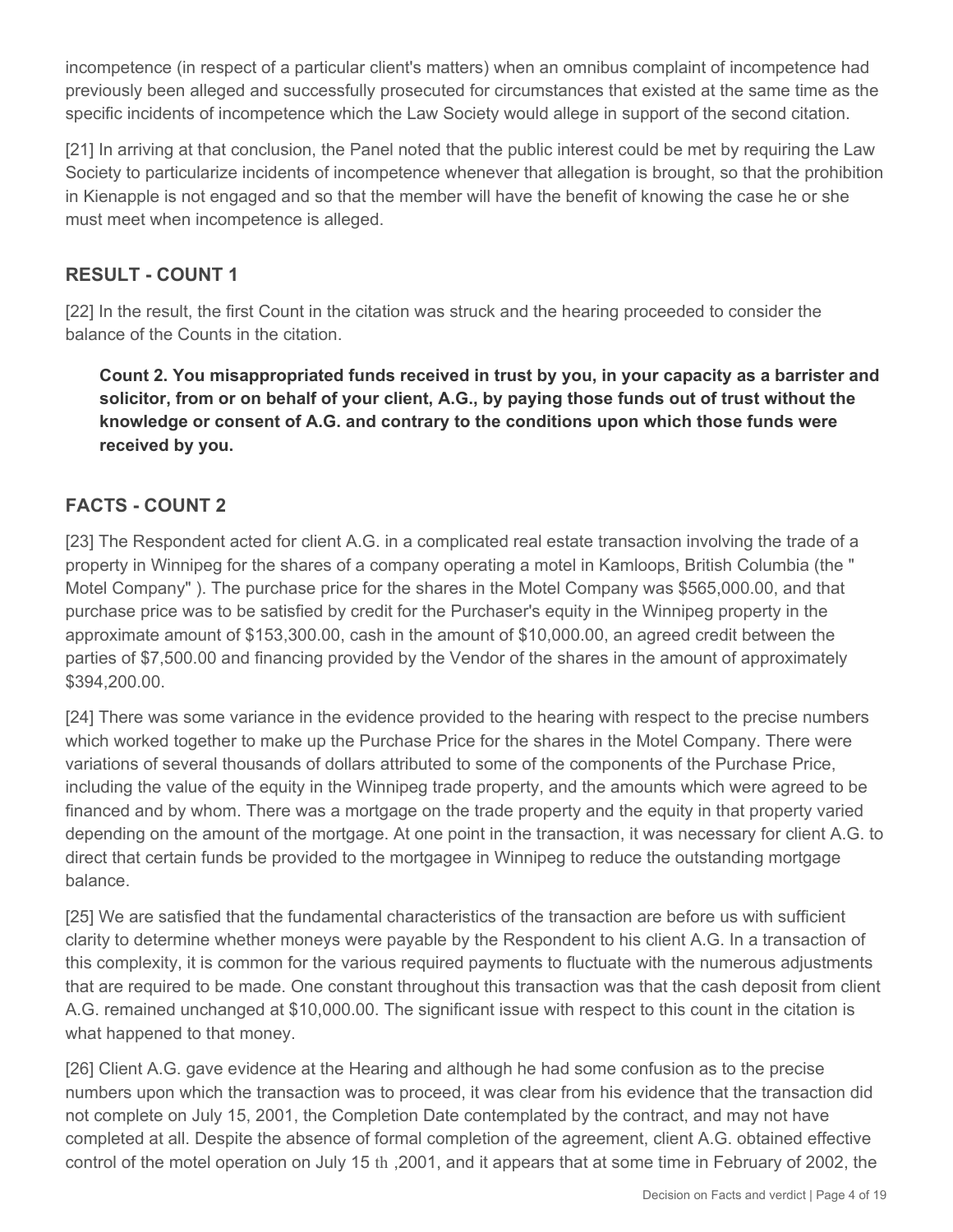incompetence (in respect of a particular client's matters) when an omnibus complaint of incompetence had previously been alleged and successfully prosecuted for circumstances that existed at the same time as the specific incidents of incompetence which the Law Society would allege in support of the second citation.

[21] In arriving at that conclusion, the Panel noted that the public interest could be met by requiring the Law Society to particularize incidents of incompetence whenever that allegation is brought, so that the prohibition in Kienapple is not engaged and so that the member will have the benefit of knowing the case he or she must meet when incompetence is alleged.

## RESULT - COUNT 1

[22] In the result, the first Count in the citation was struck and the hearing proceeded to consider the balance of the Counts in the citation.

> **Count 2. You misappropriated funds received in trust by you, in your capacity as a barrister and solicitor, from or on behalf of your client, A.G., by paying those funds out of trust without the knowledge or consent of A.G. and contrary to the conditions upon which those funds were received by you.**

## FACTS - COUNT 2

[23] The Respondent acted for client A.G. in a complicated real estate transaction involving the trade of a property in Winnipeg for the shares of a company operating a motel in Kamloops, British Columbia (the " Motel Company" ). The purchase price for the shares in the Motel Company was $565,000.00, and that purchase price was to be satisfied by credit for the Purchaser's equity in the Winnipeg property in the approximate amount of $153,300.00, cash in the amount of $10,000.00, an agreed credit between the parties of $7,500.00 and financing provided by the Vendor of the shares in the amount of approximately $394,200.00.

[24] There was some variance in the evidence provided to the hearing with respect to the precise numbers which worked together to make up the Purchase Price for the shares in the Motel Company. There were variations of several thousands of dollars attributed to some of the components of the Purchase Price, including the value of the equity in the Winnipeg trade property, and the amounts which were agreed to be financed and by whom. There was a mortgage on the trade property and the equity in that property varied depending on the amount of the mortgage. At one point in the transaction, it was necessary for client A.G. to direct that certain funds be provided to the mortgagee in Winnipeg to reduce the outstanding mortgage balance.

[25] We are satisfied that the fundamental characteristics of the transaction are before us with sufficient clarity to determine whether moneys were payable by the Respondent to his client A.G. In a transaction of this complexity, it is common for the various required payments to fluctuate with the numerous adjustments that are required to be made. One constant throughout this transaction was that the cash deposit from client A.G. remained unchanged at $10,000.00. The significant issue with respect to this count in the citation is what happened to that money.

[26] Client A.G. gave evidence at the Hearing and although he had some confusion as to the precise numbers upon which the transaction was to proceed, it was clear from his evidence that the transaction did not complete on July 15, 2001, the Completion Date contemplated by the contract, and may not have completed at all. Despite the absence of formal completion of the agreement, client A.G. obtained effective control of the motel operation on July 15 th ,2001, and it appears that at some time in February of 2002, the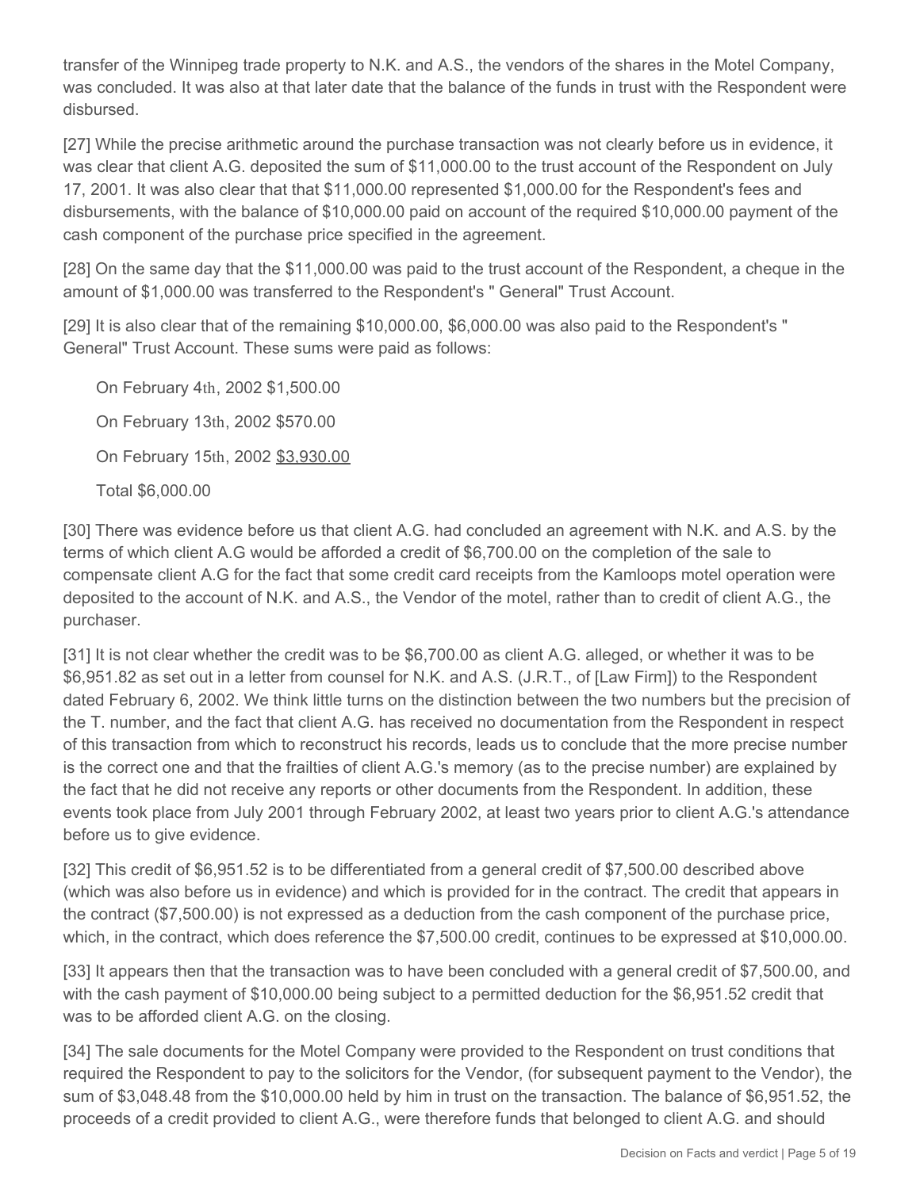transfer of the Winnipeg trade property to N.K. and A.S., the vendors of the shares in the Motel Company, was concluded. It was also at that later date that the balance of the funds in trust with the Respondent were disbursed.

[27] While the precise arithmetic around the purchase transaction was not clearly before us in evidence, it was clear that client A.G. deposited the sum of $11,000.00 to the trust account of the Respondent on July 17, 2001. It was also clear that that $11,000.00 represented $1,000.00 for the Respondent's fees and disbursements, with the balance of $10,000.00 paid on account of the required $10,000.00 payment of the cash component of the purchase price specified in the agreement.

[28] On the same day that the $11,000.00 was paid to the trust account of the Respondent, a cheque in the amount of $1,000.00 was transferred to the Respondent's " General" Trust Account.

[29] It is also clear that of the remaining $10,000.00, $6,000.00 was also paid to the Respondent's " General" Trust Account. These sums were paid as follows:

On February 4th, 2002 $1,500.00

On February 13th, 2002 $570.00

On February 15th, 2002 $3,930.00

Total $6,000.00

[30] There was evidence before us that client A.G. had concluded an agreement with N.K. and A.S. by the terms of which client A.G would be afforded a credit of $6,700.00 on the completion of the sale to compensate client A.G for the fact that some credit card receipts from the Kamloops motel operation were deposited to the account of N.K. and A.S., the Vendor of the motel, rather than to credit of client A.G., the purchaser.

[31] It is not clear whether the credit was to be $6,700.00 as client A.G. alleged, or whether it was to be $6,951.82 as set out in a letter from counsel for N.K. and A.S. (J.R.T., of [Law Firm]) to the Respondent dated February 6, 2002. We think little turns on the distinction between the two numbers but the precision of the T. number, and the fact that client A.G. has received no documentation from the Respondent in respect of this transaction from which to reconstruct his records, leads us to conclude that the more precise number is the correct one and that the frailties of client A.G.'s memory (as to the precise number) are explained by the fact that he did not receive any reports or other documents from the Respondent. In addition, these events took place from July 2001 through February 2002, at least two years prior to client A.G.'s attendance before us to give evidence.

[32] This credit of $6,951.52 is to be differentiated from a general credit of $7,500.00 described above (which was also before us in evidence) and which is provided for in the contract. The credit that appears in the contract ($7,500.00) is not expressed as a deduction from the cash component of the purchase price, which, in the contract, which does reference the $7,500.00 credit, continues to be expressed at $10,000.00.

[33] It appears then that the transaction was to have been concluded with a general credit of $7,500.00, and with the cash payment of $10,000.00 being subject to a permitted deduction for the $6,951.52 credit that was to be afforded client A.G. on the closing.

[34] The sale documents for the Motel Company were provided to the Respondent on trust conditions that required the Respondent to pay to the solicitors for the Vendor, (for subsequent payment to the Vendor), the sum of $3,048.48 from the $10,000.00 held by him in trust on the transaction. The balance of $6,951.52, the proceeds of a credit provided to client A.G., were therefore funds that belonged to client A.G. and should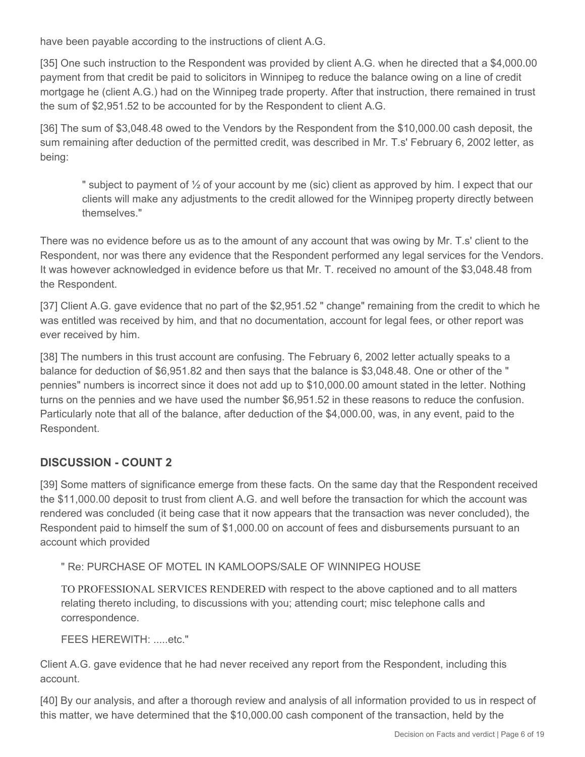have been payable according to the instructions of client A.G.

[35] One such instruction to the Respondent was provided by client A.G. when he directed that a $4,000.00 payment from that credit be paid to solicitors in Winnipeg to reduce the balance owing on a line of credit mortgage he (client A.G.) had on the Winnipeg trade property. After that instruction, there remained in trust the sum of $2,951.52 to be accounted for by the Respondent to client A.G.

[36] The sum of $3,048.48 owed to the Vendors by the Respondent from the $10,000.00 cash deposit, the sum remaining after deduction of the permitted credit, was described in Mr. T.s' February 6, 2002 letter, as being:

> " subject to payment of ½ of your account by me (sic) client as approved by him. I expect that our clients will make any adjustments to the credit allowed for the Winnipeg property directly between themselves."

There was no evidence before us as to the amount of any account that was owing by Mr. T.s' client to the Respondent, nor was there any evidence that the Respondent performed any legal services for the Vendors. It was however acknowledged in evidence before us that Mr. T. received no amount of the $3,048.48 from the Respondent.

[37] Client A.G. gave evidence that no part of the $2,951.52 " change" remaining from the credit to which he was entitled was received by him, and that no documentation, account for legal fees, or other report was ever received by him.

[38] The numbers in this trust account are confusing. The February 6, 2002 letter actually speaks to a balance for deduction of $6,951.82 and then says that the balance is $3,048.48. One or other of the " pennies" numbers is incorrect since it does not add up to $10,000.00 amount stated in the letter. Nothing turns on the pennies and we have used the number $6,951.52 in these reasons to reduce the confusion. Particularly note that all of the balance, after deduction of the $4,000.00, was, in any event, paid to the Respondent.

## DISCUSSION - COUNT 2

[39] Some matters of significance emerge from these facts. On the same day that the Respondent received the $11,000.00 deposit to trust from client A.G. and well before the transaction for which the account was rendered was concluded (it being case that it now appears that the transaction was never concluded), the Respondent paid to himself the sum of $1,000.00 on account of fees and disbursements pursuant to an account which provided

> " Re: PURCHASE OF MOTEL IN KAMLOOPS/SALE OF WINNIPEG HOUSE
>
> TO PROFESSIONAL SERVICES RENDERED with respect to the above captioned and to all matters relating thereto including, to discussions with you; attending court; misc telephone calls and correspondence.
>
> FEES HEREWITH: .....etc."

Client A.G. gave evidence that he had never received any report from the Respondent, including this account.

[40] By our analysis, and after a thorough review and analysis of all information provided to us in respect of this matter, we have determined that the $10,000.00 cash component of the transaction, held by the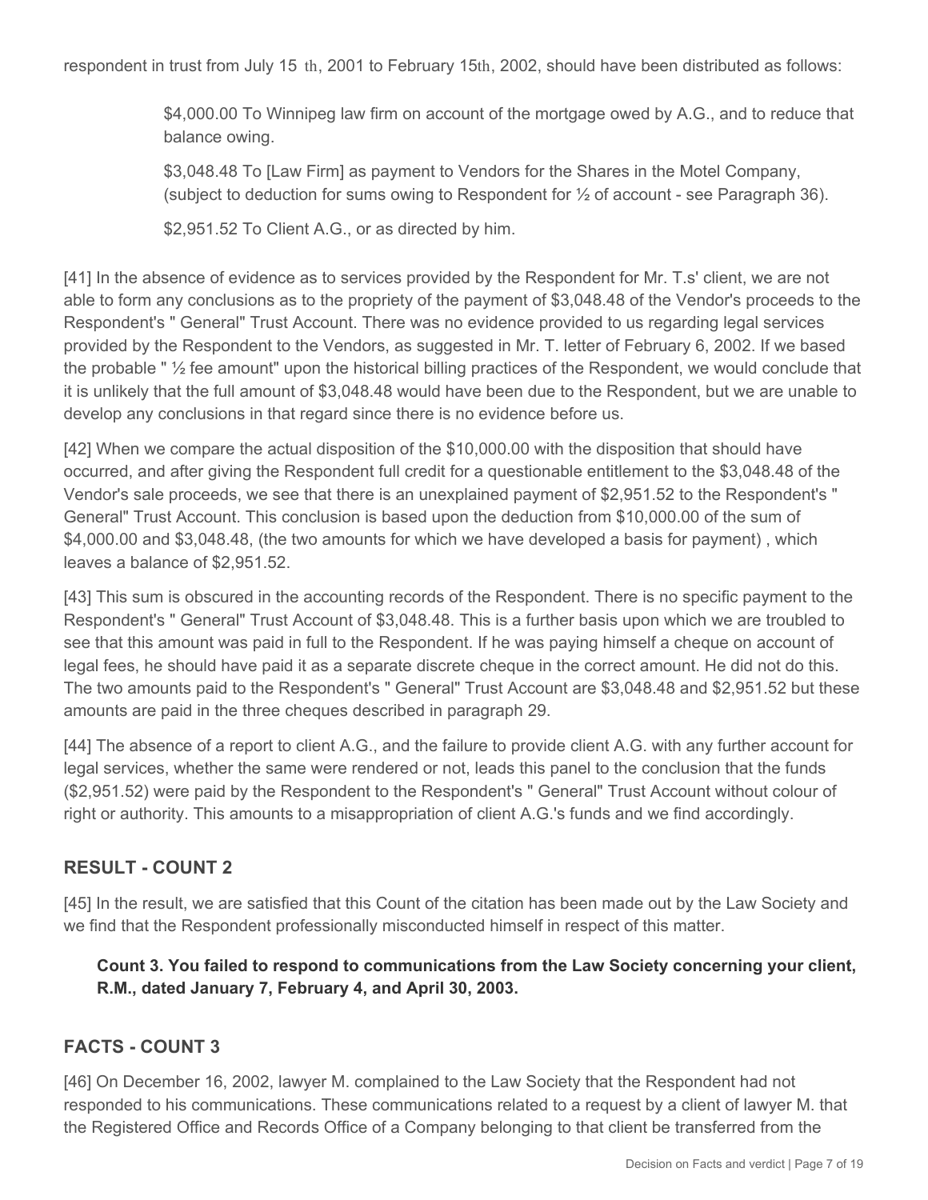respondent in trust from July 15 th, 2001 to February 15th, 2002, should have been distributed as follows:

> $4,000.00 To Winnipeg law firm on account of the mortgage owed by A.G., and to reduce that balance owing.
>
> $3,048.48 To [Law Firm] as payment to Vendors for the Shares in the Motel Company, (subject to deduction for sums owing to Respondent for ½ of account - see Paragraph 36).
>
> $2,951.52 To Client A.G., or as directed by him.

[41] In the absence of evidence as to services provided by the Respondent for Mr. T.s' client, we are not able to form any conclusions as to the propriety of the payment of $3,048.48 of the Vendor's proceeds to the Respondent's " General" Trust Account. There was no evidence provided to us regarding legal services provided by the Respondent to the Vendors, as suggested in Mr. T. letter of February 6, 2002. If we based the probable " ½ fee amount" upon the historical billing practices of the Respondent, we would conclude that it is unlikely that the full amount of $3,048.48 would have been due to the Respondent, but we are unable to develop any conclusions in that regard since there is no evidence before us.

[42] When we compare the actual disposition of the $10,000.00 with the disposition that should have occurred, and after giving the Respondent full credit for a questionable entitlement to the $3,048.48 of the Vendor's sale proceeds, we see that there is an unexplained payment of $2,951.52 to the Respondent's " General" Trust Account. This conclusion is based upon the deduction from $10,000.00 of the sum of $4,000.00 and $3,048.48, (the two amounts for which we have developed a basis for payment) , which leaves a balance of $2,951.52.

[43] This sum is obscured in the accounting records of the Respondent. There is no specific payment to the Respondent's " General" Trust Account of $3,048.48. This is a further basis upon which we are troubled to see that this amount was paid in full to the Respondent. If he was paying himself a cheque on account of legal fees, he should have paid it as a separate discrete cheque in the correct amount. He did not do this. The two amounts paid to the Respondent's " General" Trust Account are $3,048.48 and $2,951.52 but these amounts are paid in the three cheques described in paragraph 29.

[44] The absence of a report to client A.G., and the failure to provide client A.G. with any further account for legal services, whether the same were rendered or not, leads this panel to the conclusion that the funds ($2,951.52) were paid by the Respondent to the Respondent's " General" Trust Account without colour of right or authority. This amounts to a misappropriation of client A.G.'s funds and we find accordingly.

## RESULT - COUNT 2

[45] In the result, we are satisfied that this Count of the citation has been made out by the Law Society and we find that the Respondent professionally misconducted himself in respect of this matter.

> **Count 3. You failed to respond to communications from the Law Society concerning your client, R.M., dated January 7, February 4, and April 30, 2003.**

## FACTS - COUNT 3

[46] On December 16, 2002, lawyer M. complained to the Law Society that the Respondent had not responded to his communications. These communications related to a request by a client of lawyer M. that the Registered Office and Records Office of a Company belonging to that client be transferred from the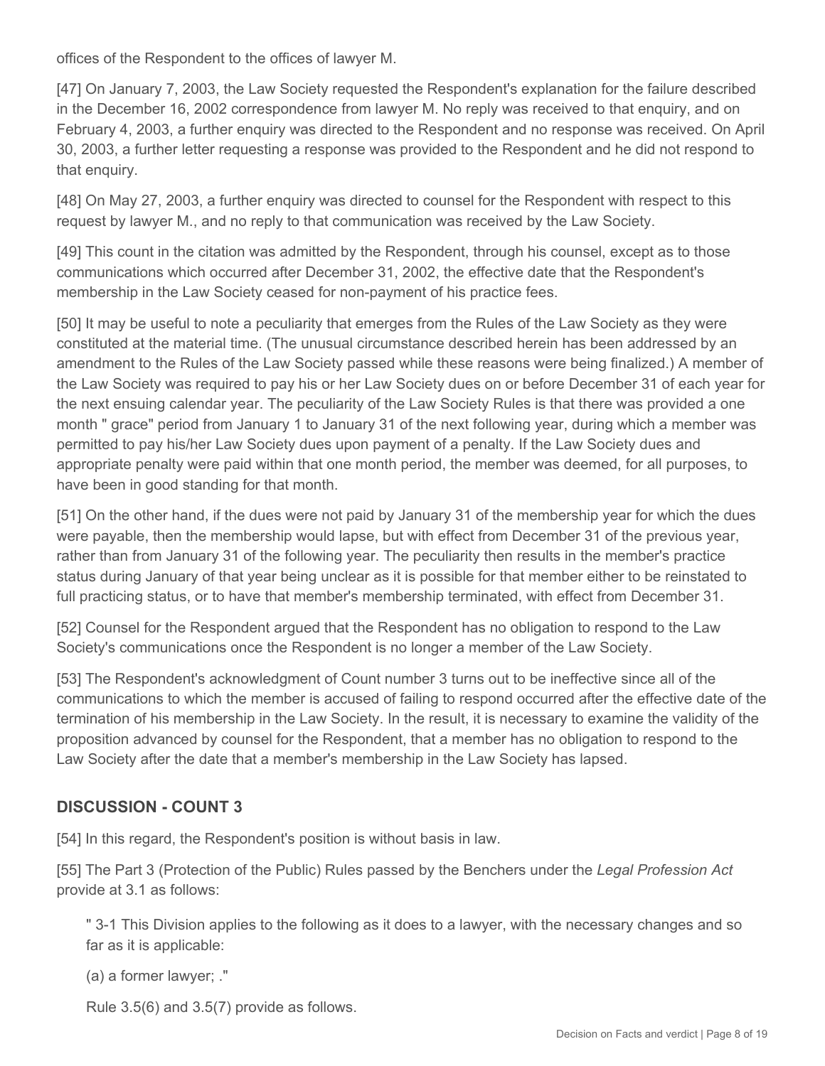offices of the Respondent to the offices of lawyer M.

[47] On January 7, 2003, the Law Society requested the Respondent's explanation for the failure described in the December 16, 2002 correspondence from lawyer M. No reply was received to that enquiry, and on February 4, 2003, a further enquiry was directed to the Respondent and no response was received. On April 30, 2003, a further letter requesting a response was provided to the Respondent and he did not respond to that enquiry.

[48] On May 27, 2003, a further enquiry was directed to counsel for the Respondent with respect to this request by lawyer M., and no reply to that communication was received by the Law Society.

[49] This count in the citation was admitted by the Respondent, through his counsel, except as to those communications which occurred after December 31, 2002, the effective date that the Respondent's membership in the Law Society ceased for non-payment of his practice fees.

[50] It may be useful to note a peculiarity that emerges from the Rules of the Law Society as they were constituted at the material time. (The unusual circumstance described herein has been addressed by an amendment to the Rules of the Law Society passed while these reasons were being finalized.) A member of the Law Society was required to pay his or her Law Society dues on or before December 31 of each year for the next ensuing calendar year. The peculiarity of the Law Society Rules is that there was provided a one month " grace" period from January 1 to January 31 of the next following year, during which a member was permitted to pay his/her Law Society dues upon payment of a penalty. If the Law Society dues and appropriate penalty were paid within that one month period, the member was deemed, for all purposes, to have been in good standing for that month.

[51] On the other hand, if the dues were not paid by January 31 of the membership year for which the dues were payable, then the membership would lapse, but with effect from December 31 of the previous year, rather than from January 31 of the following year. The peculiarity then results in the member's practice status during January of that year being unclear as it is possible for that member either to be reinstated to full practicing status, or to have that member's membership terminated, with effect from December 31.

[52] Counsel for the Respondent argued that the Respondent has no obligation to respond to the Law Society's communications once the Respondent is no longer a member of the Law Society.

[53] The Respondent's acknowledgment of Count number 3 turns out to be ineffective since all of the communications to which the member is accused of failing to respond occurred after the effective date of the termination of his membership in the Law Society. In the result, it is necessary to examine the validity of the proposition advanced by counsel for the Respondent, that a member has no obligation to respond to the Law Society after the date that a member's membership in the Law Society has lapsed.

## DISCUSSION - COUNT 3

[54] In this regard, the Respondent's position is without basis in law.

[55] The Part 3 (Protection of the Public) Rules passed by the Benchers under the *Legal Profession Act* provide at 3.1 as follows:

> " 3-1 This Division applies to the following as it does to a lawyer, with the necessary changes and so far as it is applicable:
>
> (a) a former lawyer; ."
>
> Rule 3.5(6) and 3.5(7) provide as follows.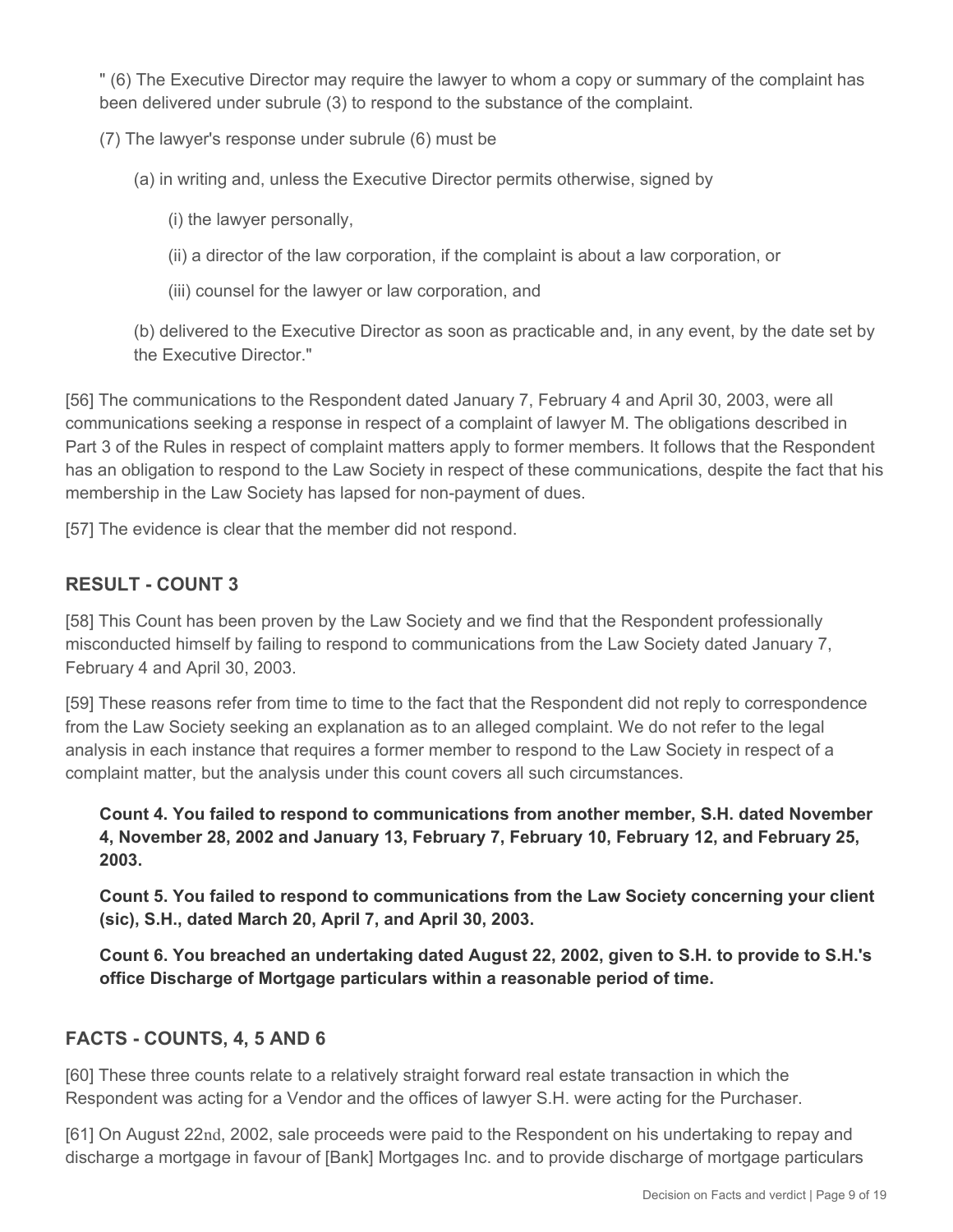" (6) The Executive Director may require the lawyer to whom a copy or summary of the complaint has been delivered under subrule (3) to respond to the substance of the complaint.

(7) The lawyer's response under subrule (6) must be

(a) in writing and, unless the Executive Director permits otherwise, signed by

(i) the lawyer personally,

(ii) a director of the law corporation, if the complaint is about a law corporation, or

(iii) counsel for the lawyer or law corporation, and

(b) delivered to the Executive Director as soon as practicable and, in any event, by the date set by the Executive Director."

[56] The communications to the Respondent dated January 7, February 4 and April 30, 2003, were all communications seeking a response in respect of a complaint of lawyer M. The obligations described in Part 3 of the Rules in respect of complaint matters apply to former members. It follows that the Respondent has an obligation to respond to the Law Society in respect of these communications, despite the fact that his membership in the Law Society has lapsed for non-payment of dues.

[57] The evidence is clear that the member did not respond.

## RESULT - COUNT 3

[58] This Count has been proven by the Law Society and we find that the Respondent professionally misconducted himself by failing to respond to communications from the Law Society dated January 7, February 4 and April 30, 2003.

[59] These reasons refer from time to time to the fact that the Respondent did not reply to correspondence from the Law Society seeking an explanation as to an alleged complaint. We do not refer to the legal analysis in each instance that requires a former member to respond to the Law Society in respect of a complaint matter, but the analysis under this count covers all such circumstances.

**Count 4. You failed to respond to communications from another member, S.H. dated November 4, November 28, 2002 and January 13, February 7, February 10, February 12, and February 25, 2003.**

**Count 5. You failed to respond to communications from the Law Society concerning your client (sic), S.H., dated March 20, April 7, and April 30, 2003.**

**Count 6. You breached an undertaking dated August 22, 2002, given to S.H. to provide to S.H.'s office Discharge of Mortgage particulars within a reasonable period of time.**

## FACTS - COUNTS, 4, 5 AND 6

[60] These three counts relate to a relatively straight forward real estate transaction in which the Respondent was acting for a Vendor and the offices of lawyer S.H. were acting for the Purchaser.

[61] On August 22nd, 2002, sale proceeds were paid to the Respondent on his undertaking to repay and discharge a mortgage in favour of [Bank] Mortgages Inc. and to provide discharge of mortgage particulars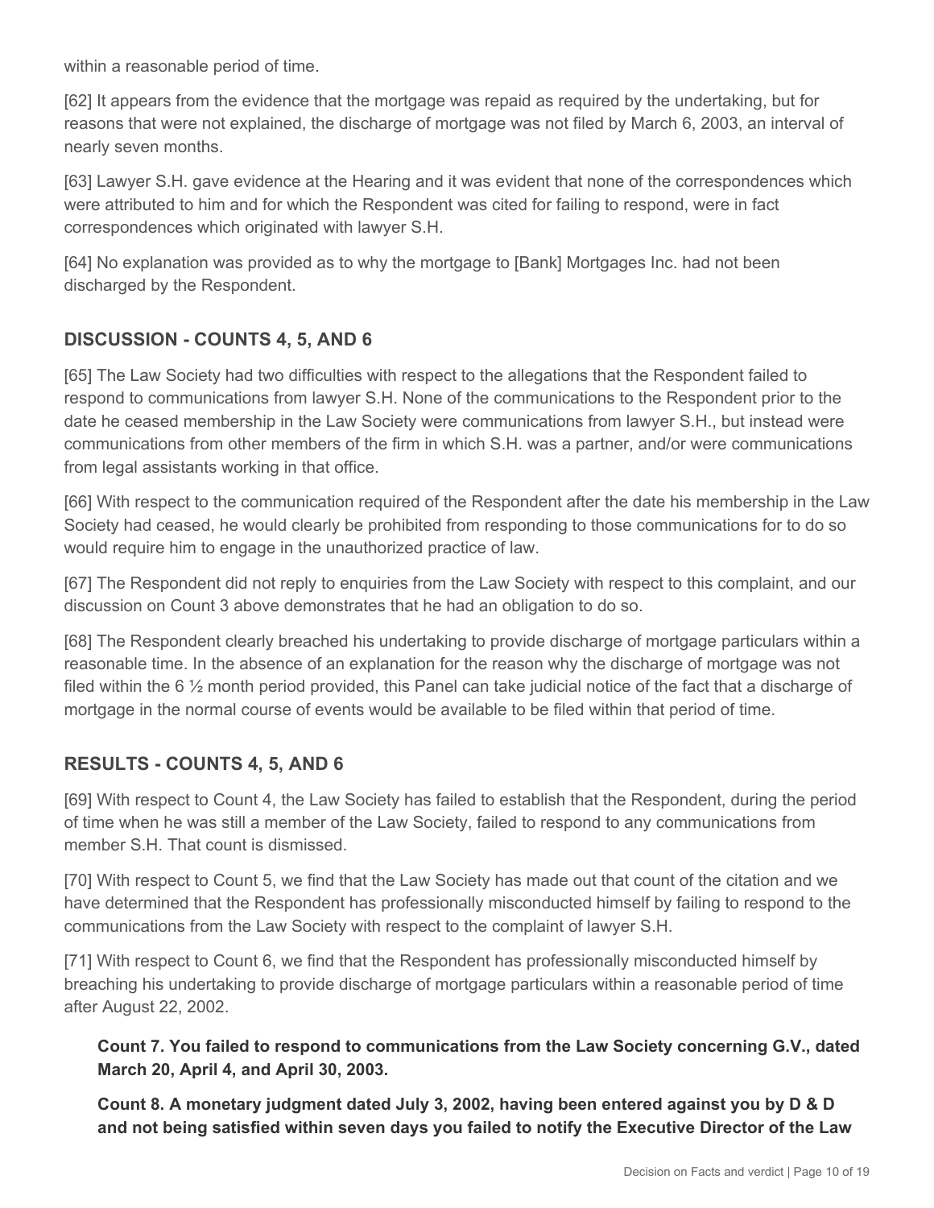within a reasonable period of time.

[62] It appears from the evidence that the mortgage was repaid as required by the undertaking, but for reasons that were not explained, the discharge of mortgage was not filed by March 6, 2003, an interval of nearly seven months.

[63] Lawyer S.H. gave evidence at the Hearing and it was evident that none of the correspondences which were attributed to him and for which the Respondent was cited for failing to respond, were in fact correspondences which originated with lawyer S.H.

[64] No explanation was provided as to why the mortgage to [Bank] Mortgages Inc. had not been discharged by the Respondent.

## DISCUSSION - COUNTS 4, 5, AND 6

[65] The Law Society had two difficulties with respect to the allegations that the Respondent failed to respond to communications from lawyer S.H. None of the communications to the Respondent prior to the date he ceased membership in the Law Society were communications from lawyer S.H., but instead were communications from other members of the firm in which S.H. was a partner, and/or were communications from legal assistants working in that office.

[66] With respect to the communication required of the Respondent after the date his membership in the Law Society had ceased, he would clearly be prohibited from responding to those communications for to do so would require him to engage in the unauthorized practice of law.

[67] The Respondent did not reply to enquiries from the Law Society with respect to this complaint, and our discussion on Count 3 above demonstrates that he had an obligation to do so.

[68] The Respondent clearly breached his undertaking to provide discharge of mortgage particulars within a reasonable time. In the absence of an explanation for the reason why the discharge of mortgage was not filed within the 6 ½ month period provided, this Panel can take judicial notice of the fact that a discharge of mortgage in the normal course of events would be available to be filed within that period of time.

## RESULTS - COUNTS 4, 5, AND 6

[69] With respect to Count 4, the Law Society has failed to establish that the Respondent, during the period of time when he was still a member of the Law Society, failed to respond to any communications from member S.H. That count is dismissed.

[70] With respect to Count 5, we find that the Law Society has made out that count of the citation and we have determined that the Respondent has professionally misconducted himself by failing to respond to the communications from the Law Society with respect to the complaint of lawyer S.H.

[71] With respect to Count 6, we find that the Respondent has professionally misconducted himself by breaching his undertaking to provide discharge of mortgage particulars within a reasonable period of time after August 22, 2002.

> **Count 7. You failed to respond to communications from the Law Society concerning G.V., dated March 20, April 4, and April 30, 2003.**
>
> **Count 8. A monetary judgment dated July 3, 2002, having been entered against you by D & D and not being satisfied within seven days you failed to notify the Executive Director of the Law**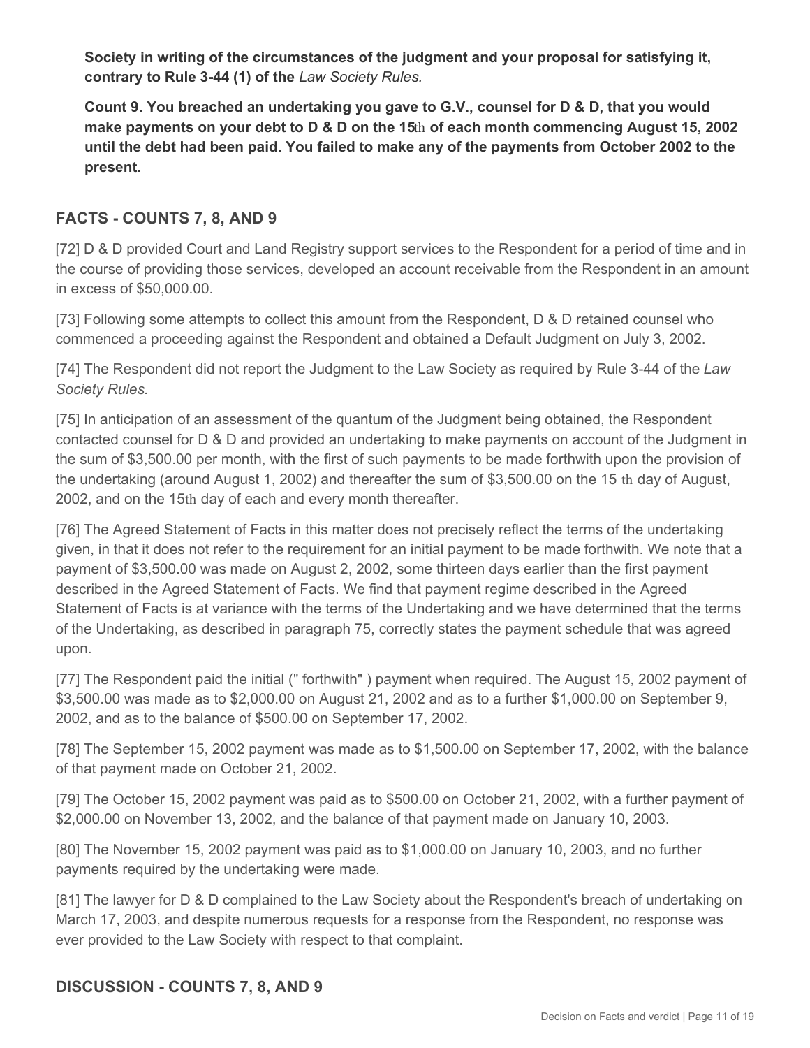**Society in writing of the circumstances of the judgment and your proposal for satisfying it, contrary to Rule 3-44 (1) of the** ***Law Society Rules.***

**Count 9. You breached an undertaking you gave to G.V., counsel for D & D, that you would make payments on your debt to D & D on the 15th of each month commencing August 15, 2002 until the debt had been paid. You failed to make any of the payments from October 2002 to the present.**

## FACTS - COUNTS 7, 8, AND 9

[72] D & D provided Court and Land Registry support services to the Respondent for a period of time and in the course of providing those services, developed an account receivable from the Respondent in an amount in excess of $50,000.00.

[73] Following some attempts to collect this amount from the Respondent, D & D retained counsel who commenced a proceeding against the Respondent and obtained a Default Judgment on July 3, 2002.

[74] The Respondent did not report the Judgment to the Law Society as required by Rule 3-44 of the *Law Society Rules.*

[75] In anticipation of an assessment of the quantum of the Judgment being obtained, the Respondent contacted counsel for D & D and provided an undertaking to make payments on account of the Judgment in the sum of $3,500.00 per month, with the first of such payments to be made forthwith upon the provision of the undertaking (around August 1, 2002) and thereafter the sum of $3,500.00 on the 15 th day of August, 2002, and on the 15th day of each and every month thereafter.

[76] The Agreed Statement of Facts in this matter does not precisely reflect the terms of the undertaking given, in that it does not refer to the requirement for an initial payment to be made forthwith. We note that a payment of $3,500.00 was made on August 2, 2002, some thirteen days earlier than the first payment described in the Agreed Statement of Facts. We find that payment regime described in the Agreed Statement of Facts is at variance with the terms of the Undertaking and we have determined that the terms of the Undertaking, as described in paragraph 75, correctly states the payment schedule that was agreed upon.

[77] The Respondent paid the initial (" forthwith" ) payment when required. The August 15, 2002 payment of $3,500.00 was made as to $2,000.00 on August 21, 2002 and as to a further $1,000.00 on September 9, 2002, and as to the balance of $500.00 on September 17, 2002.

[78] The September 15, 2002 payment was made as to $1,500.00 on September 17, 2002, with the balance of that payment made on October 21, 2002.

[79] The October 15, 2002 payment was paid as to $500.00 on October 21, 2002, with a further payment of $2,000.00 on November 13, 2002, and the balance of that payment made on January 10, 2003.

[80] The November 15, 2002 payment was paid as to $1,000.00 on January 10, 2003, and no further payments required by the undertaking were made.

[81] The lawyer for D & D complained to the Law Society about the Respondent's breach of undertaking on March 17, 2003, and despite numerous requests for a response from the Respondent, no response was ever provided to the Law Society with respect to that complaint.

## DISCUSSION - COUNTS 7, 8, AND 9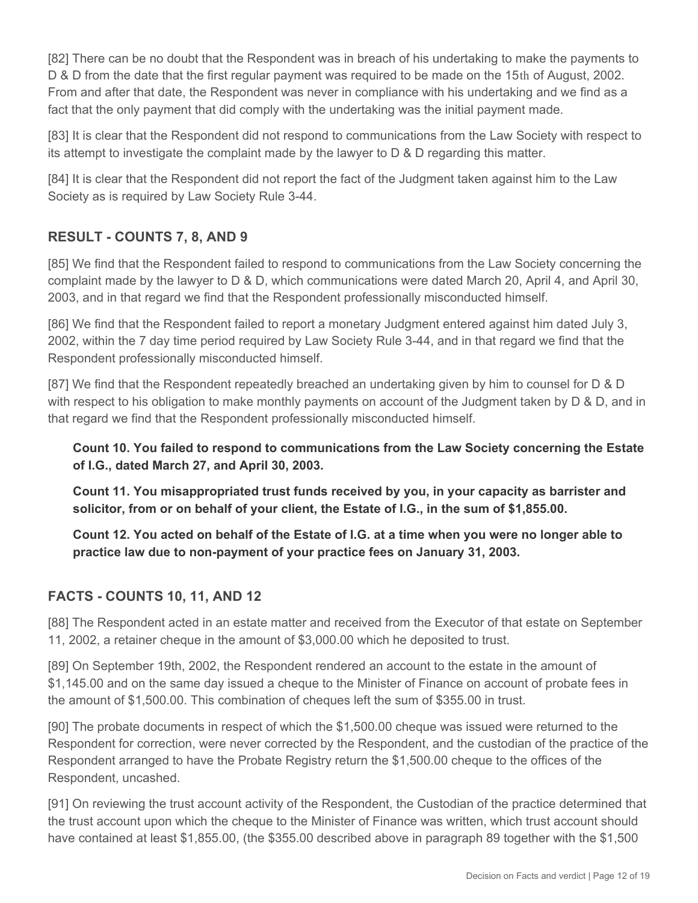[82] There can be no doubt that the Respondent was in breach of his undertaking to make the payments to D & D from the date that the first regular payment was required to be made on the 15th of August, 2002. From and after that date, the Respondent was never in compliance with his undertaking and we find as a fact that the only payment that did comply with the undertaking was the initial payment made.

[83] It is clear that the Respondent did not respond to communications from the Law Society with respect to its attempt to investigate the complaint made by the lawyer to D & D regarding this matter.

[84] It is clear that the Respondent did not report the fact of the Judgment taken against him to the Law Society as is required by Law Society Rule 3-44.

## RESULT - COUNTS 7, 8, AND 9

[85] We find that the Respondent failed to respond to communications from the Law Society concerning the complaint made by the lawyer to D & D, which communications were dated March 20, April 4, and April 30, 2003, and in that regard we find that the Respondent professionally misconducted himself.

[86] We find that the Respondent failed to report a monetary Judgment entered against him dated July 3, 2002, within the 7 day time period required by Law Society Rule 3-44, and in that regard we find that the Respondent professionally misconducted himself.

[87] We find that the Respondent repeatedly breached an undertaking given by him to counsel for D & D with respect to his obligation to make monthly payments on account of the Judgment taken by D & D, and in that regard we find that the Respondent professionally misconducted himself.

> **Count 10. You failed to respond to communications from the Law Society concerning the Estate of I.G., dated March 27, and April 30, 2003.**
>
> **Count 11. You misappropriated trust funds received by you, in your capacity as barrister and solicitor, from or on behalf of your client, the Estate of I.G., in the sum of $1,855.00.**
>
> **Count 12. You acted on behalf of the Estate of I.G. at a time when you were no longer able to practice law due to non-payment of your practice fees on January 31, 2003.**

## FACTS - COUNTS 10, 11, AND 12

[88] The Respondent acted in an estate matter and received from the Executor of that estate on September 11, 2002, a retainer cheque in the amount of $3,000.00 which he deposited to trust.

[89] On September 19th, 2002, the Respondent rendered an account to the estate in the amount of $1,145.00 and on the same day issued a cheque to the Minister of Finance on account of probate fees in the amount of $1,500.00. This combination of cheques left the sum of $355.00 in trust.

[90] The probate documents in respect of which the $1,500.00 cheque was issued were returned to the Respondent for correction, were never corrected by the Respondent, and the custodian of the practice of the Respondent arranged to have the Probate Registry return the $1,500.00 cheque to the offices of the Respondent, uncashed.

[91] On reviewing the trust account activity of the Respondent, the Custodian of the practice determined that the trust account upon which the cheque to the Minister of Finance was written, which trust account should have contained at least $1,855.00, (the $355.00 described above in paragraph 89 together with the $1,500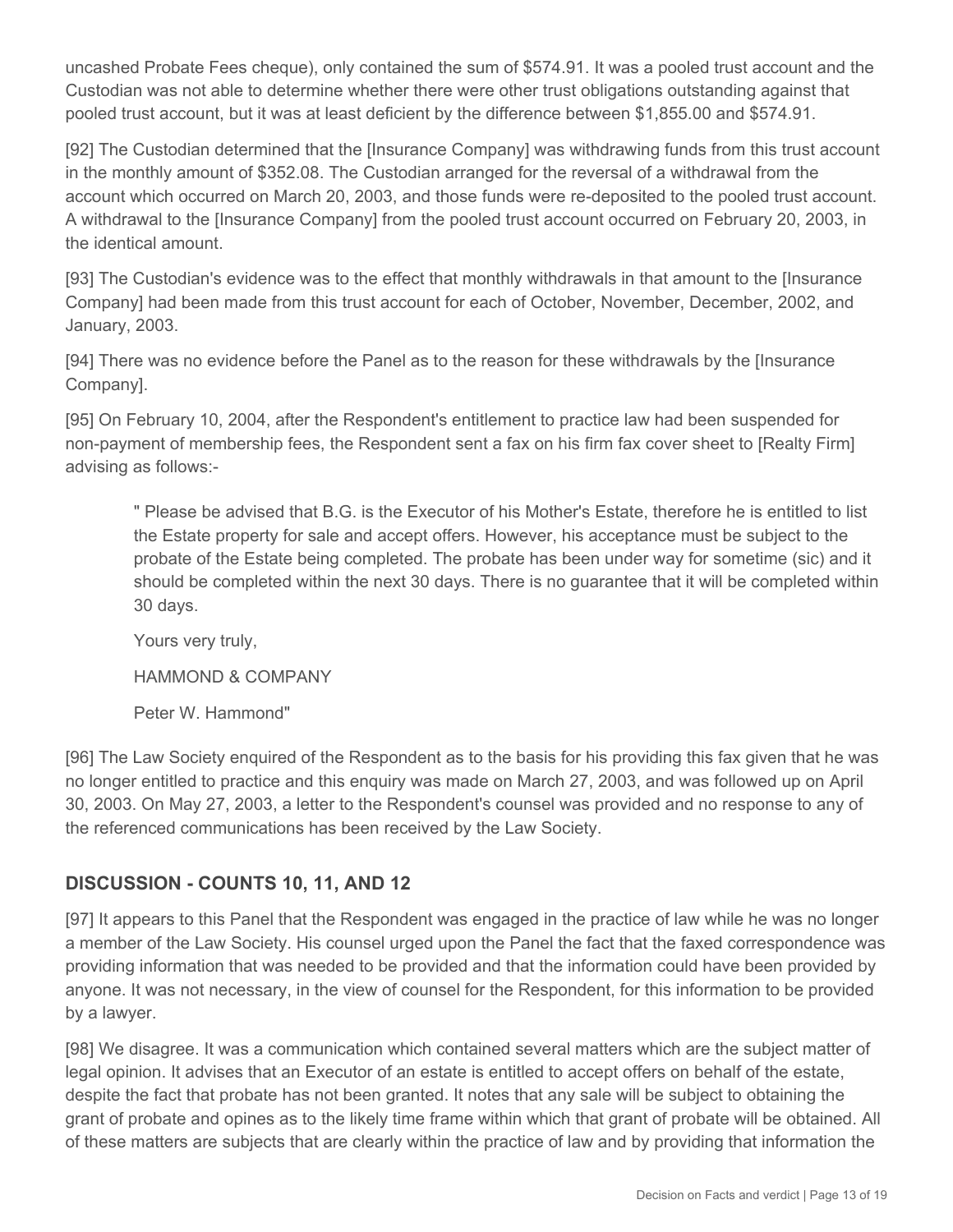uncashed Probate Fees cheque), only contained the sum of $574.91. It was a pooled trust account and the Custodian was not able to determine whether there were other trust obligations outstanding against that pooled trust account, but it was at least deficient by the difference between $1,855.00 and $574.91.

[92] The Custodian determined that the [Insurance Company] was withdrawing funds from this trust account in the monthly amount of $352.08. The Custodian arranged for the reversal of a withdrawal from the account which occurred on March 20, 2003, and those funds were re-deposited to the pooled trust account. A withdrawal to the [Insurance Company] from the pooled trust account occurred on February 20, 2003, in the identical amount.

[93] The Custodian's evidence was to the effect that monthly withdrawals in that amount to the [Insurance Company] had been made from this trust account for each of October, November, December, 2002, and January, 2003.

[94] There was no evidence before the Panel as to the reason for these withdrawals by the [Insurance Company].

[95] On February 10, 2004, after the Respondent's entitlement to practice law had been suspended for non-payment of membership fees, the Respondent sent a fax on his firm fax cover sheet to [Realty Firm] advising as follows:-

> " Please be advised that B.G. is the Executor of his Mother's Estate, therefore he is entitled to list the Estate property for sale and accept offers. However, his acceptance must be subject to the probate of the Estate being completed. The probate has been under way for sometime (sic) and it should be completed within the next 30 days. There is no guarantee that it will be completed within 30 days.
>
> Yours very truly,
>
> HAMMOND & COMPANY
>
> Peter W. Hammond"

[96] The Law Society enquired of the Respondent as to the basis for his providing this fax given that he was no longer entitled to practice and this enquiry was made on March 27, 2003, and was followed up on April 30, 2003. On May 27, 2003, a letter to the Respondent's counsel was provided and no response to any of the referenced communications has been received by the Law Society.

## DISCUSSION - COUNTS 10, 11, AND 12

[97] It appears to this Panel that the Respondent was engaged in the practice of law while he was no longer a member of the Law Society. His counsel urged upon the Panel the fact that the faxed correspondence was providing information that was needed to be provided and that the information could have been provided by anyone. It was not necessary, in the view of counsel for the Respondent, for this information to be provided by a lawyer.

[98] We disagree. It was a communication which contained several matters which are the subject matter of legal opinion. It advises that an Executor of an estate is entitled to accept offers on behalf of the estate, despite the fact that probate has not been granted. It notes that any sale will be subject to obtaining the grant of probate and opines as to the likely time frame within which that grant of probate will be obtained. All of these matters are subjects that are clearly within the practice of law and by providing that information the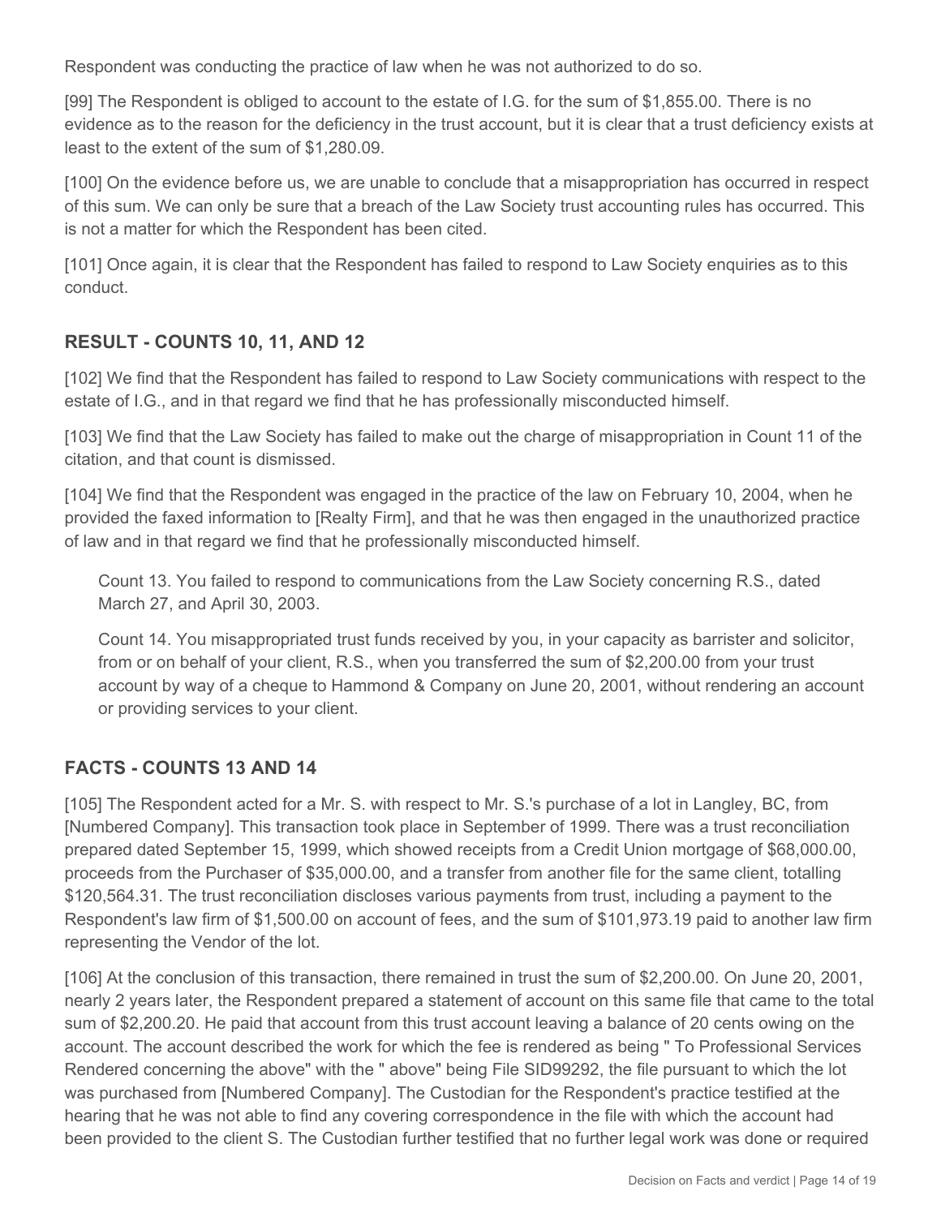Respondent was conducting the practice of law when he was not authorized to do so.

[99] The Respondent is obliged to account to the estate of I.G. for the sum of $1,855.00. There is no evidence as to the reason for the deficiency in the trust account, but it is clear that a trust deficiency exists at least to the extent of the sum of $1,280.09.

[100] On the evidence before us, we are unable to conclude that a misappropriation has occurred in respect of this sum. We can only be sure that a breach of the Law Society trust accounting rules has occurred. This is not a matter for which the Respondent has been cited.

[101] Once again, it is clear that the Respondent has failed to respond to Law Society enquiries as to this conduct.

## RESULT - COUNTS 10, 11, AND 12

[102] We find that the Respondent has failed to respond to Law Society communications with respect to the estate of I.G., and in that regard we find that he has professionally misconducted himself.

[103] We find that the Law Society has failed to make out the charge of misappropriation in Count 11 of the citation, and that count is dismissed.

[104] We find that the Respondent was engaged in the practice of the law on February 10, 2004, when he provided the faxed information to [Realty Firm], and that he was then engaged in the unauthorized practice of law and in that regard we find that he professionally misconducted himself.

> Count 13. You failed to respond to communications from the Law Society concerning R.S., dated March 27, and April 30, 2003.
>
> Count 14. You misappropriated trust funds received by you, in your capacity as barrister and solicitor, from or on behalf of your client, R.S., when you transferred the sum of $2,200.00 from your trust account by way of a cheque to Hammond & Company on June 20, 2001, without rendering an account or providing services to your client.

## FACTS - COUNTS 13 AND 14

[105] The Respondent acted for a Mr. S. with respect to Mr. S.'s purchase of a lot in Langley, BC, from [Numbered Company]. This transaction took place in September of 1999. There was a trust reconciliation prepared dated September 15, 1999, which showed receipts from a Credit Union mortgage of $68,000.00, proceeds from the Purchaser of $35,000.00, and a transfer from another file for the same client, totalling $120,564.31. The trust reconciliation discloses various payments from trust, including a payment to the Respondent's law firm of $1,500.00 on account of fees, and the sum of $101,973.19 paid to another law firm representing the Vendor of the lot.

[106] At the conclusion of this transaction, there remained in trust the sum of $2,200.00. On June 20, 2001, nearly 2 years later, the Respondent prepared a statement of account on this same file that came to the total sum of $2,200.20. He paid that account from this trust account leaving a balance of 20 cents owing on the account. The account described the work for which the fee is rendered as being " To Professional Services Rendered concerning the above" with the " above" being File SID99292, the file pursuant to which the lot was purchased from [Numbered Company]. The Custodian for the Respondent's practice testified at the hearing that he was not able to find any covering correspondence in the file with which the account had been provided to the client S. The Custodian further testified that no further legal work was done or required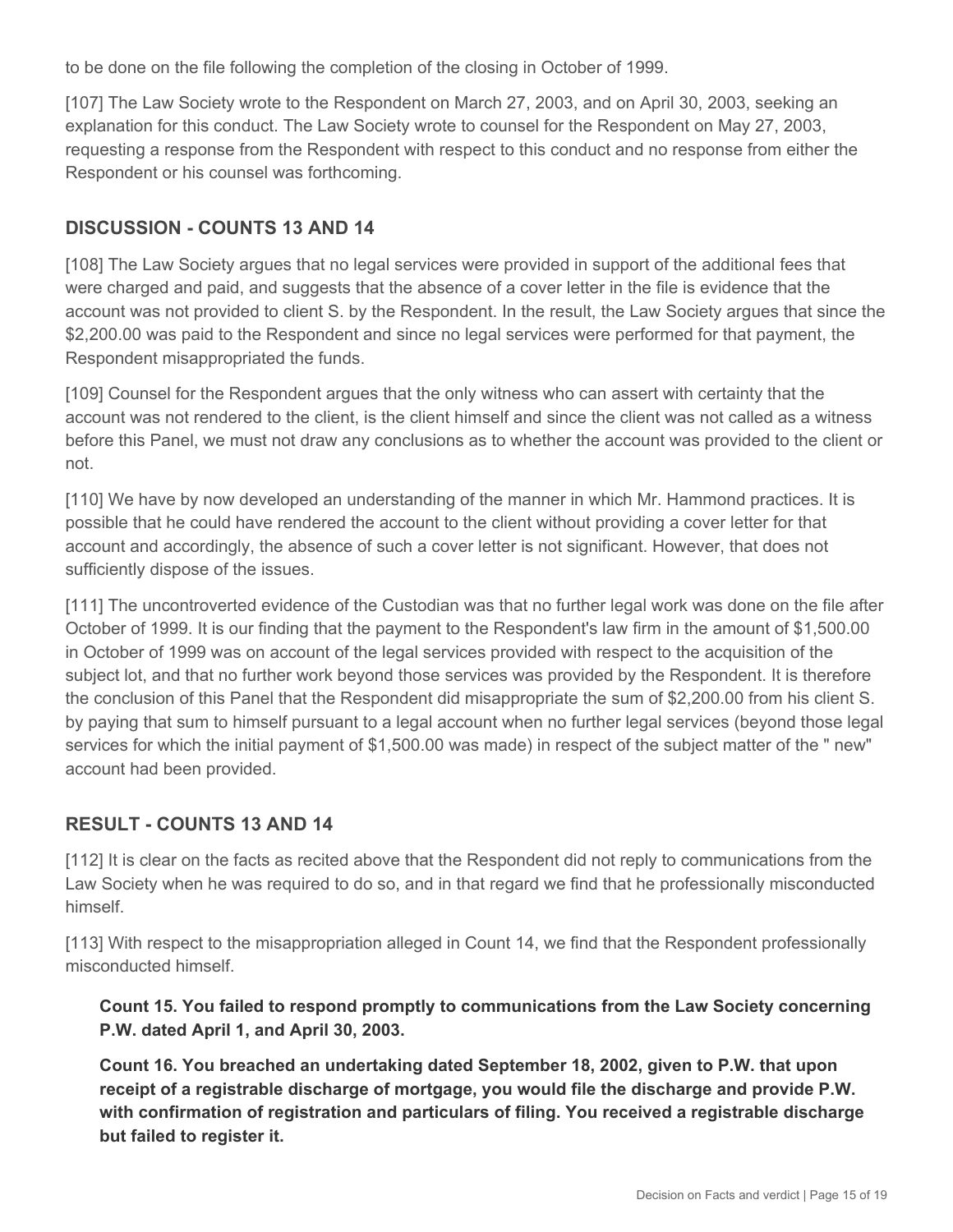to be done on the file following the completion of the closing in October of 1999.

[107] The Law Society wrote to the Respondent on March 27, 2003, and on April 30, 2003, seeking an explanation for this conduct. The Law Society wrote to counsel for the Respondent on May 27, 2003, requesting a response from the Respondent with respect to this conduct and no response from either the Respondent or his counsel was forthcoming.

## DISCUSSION - COUNTS 13 AND 14

[108] The Law Society argues that no legal services were provided in support of the additional fees that were charged and paid, and suggests that the absence of a cover letter in the file is evidence that the account was not provided to client S. by the Respondent. In the result, the Law Society argues that since the $2,200.00 was paid to the Respondent and since no legal services were performed for that payment, the Respondent misappropriated the funds.

[109] Counsel for the Respondent argues that the only witness who can assert with certainty that the account was not rendered to the client, is the client himself and since the client was not called as a witness before this Panel, we must not draw any conclusions as to whether the account was provided to the client or not.

[110] We have by now developed an understanding of the manner in which Mr. Hammond practices. It is possible that he could have rendered the account to the client without providing a cover letter for that account and accordingly, the absence of such a cover letter is not significant. However, that does not sufficiently dispose of the issues.

[111] The uncontroverted evidence of the Custodian was that no further legal work was done on the file after October of 1999. It is our finding that the payment to the Respondent's law firm in the amount of $1,500.00 in October of 1999 was on account of the legal services provided with respect to the acquisition of the subject lot, and that no further work beyond those services was provided by the Respondent. It is therefore the conclusion of this Panel that the Respondent did misappropriate the sum of $2,200.00 from his client S. by paying that sum to himself pursuant to a legal account when no further legal services (beyond those legal services for which the initial payment of $1,500.00 was made) in respect of the subject matter of the " new" account had been provided.

## RESULT - COUNTS 13 AND 14

[112] It is clear on the facts as recited above that the Respondent did not reply to communications from the Law Society when he was required to do so, and in that regard we find that he professionally misconducted himself.

[113] With respect to the misappropriation alleged in Count 14, we find that the Respondent professionally misconducted himself.

> **Count 15. You failed to respond promptly to communications from the Law Society concerning P.W. dated April 1, and April 30, 2003.**
>
> **Count 16. You breached an undertaking dated September 18, 2002, given to P.W. that upon receipt of a registrable discharge of mortgage, you would file the discharge and provide P.W. with confirmation of registration and particulars of filing. You received a registrable discharge but failed to register it.**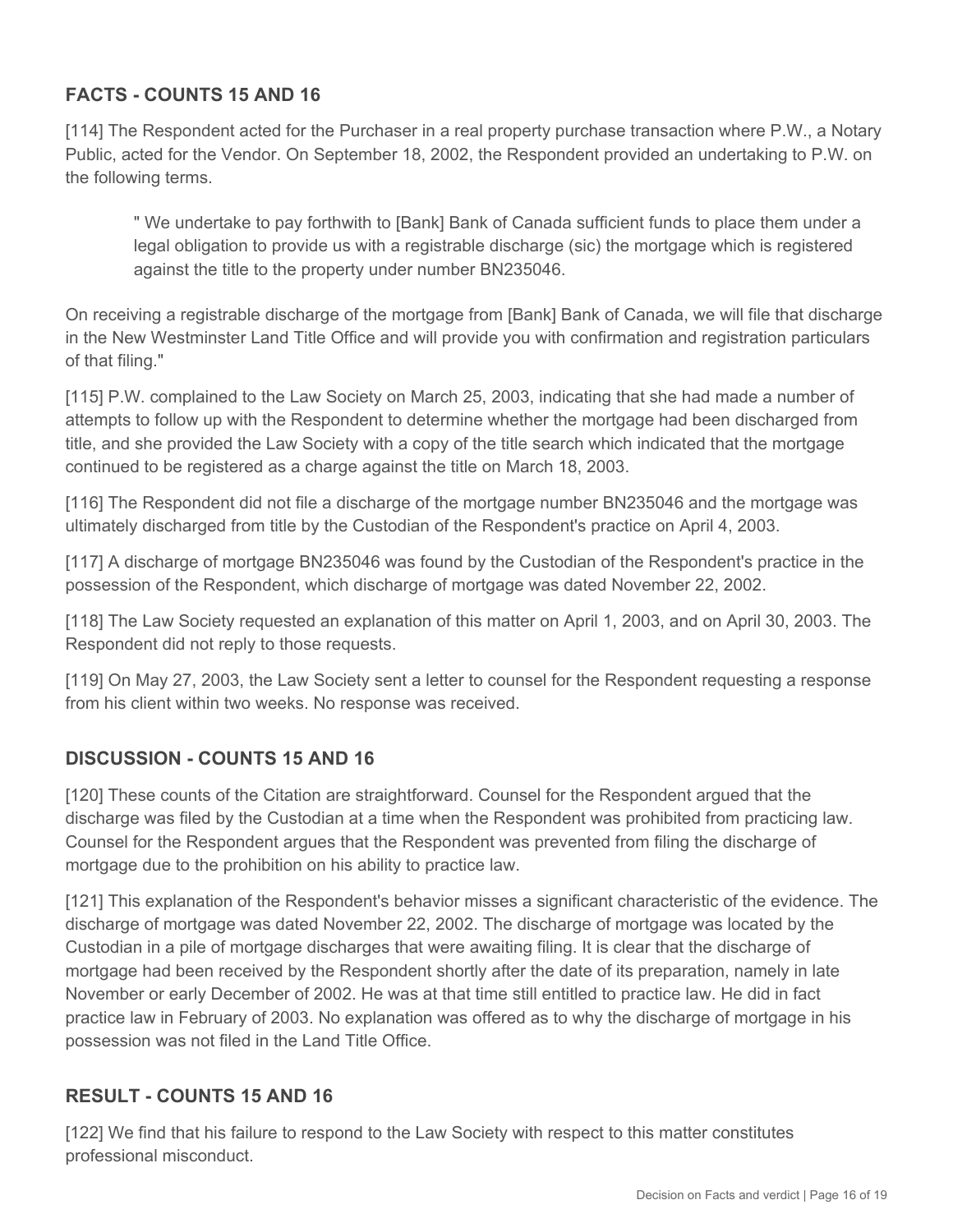## FACTS - COUNTS 15 AND 16

[114] The Respondent acted for the Purchaser in a real property purchase transaction where P.W., a Notary Public, acted for the Vendor. On September 18, 2002, the Respondent provided an undertaking to P.W. on the following terms.

> " We undertake to pay forthwith to [Bank] Bank of Canada sufficient funds to place them under a legal obligation to provide us with a registrable discharge (sic) the mortgage which is registered against the title to the property under number BN235046.

On receiving a registrable discharge of the mortgage from [Bank] Bank of Canada, we will file that discharge in the New Westminster Land Title Office and will provide you with confirmation and registration particulars of that filing."

[115] P.W. complained to the Law Society on March 25, 2003, indicating that she had made a number of attempts to follow up with the Respondent to determine whether the mortgage had been discharged from title, and she provided the Law Society with a copy of the title search which indicated that the mortgage continued to be registered as a charge against the title on March 18, 2003.

[116] The Respondent did not file a discharge of the mortgage number BN235046 and the mortgage was ultimately discharged from title by the Custodian of the Respondent's practice on April 4, 2003.

[117] A discharge of mortgage BN235046 was found by the Custodian of the Respondent's practice in the possession of the Respondent, which discharge of mortgage was dated November 22, 2002.

[118] The Law Society requested an explanation of this matter on April 1, 2003, and on April 30, 2003. The Respondent did not reply to those requests.

[119] On May 27, 2003, the Law Society sent a letter to counsel for the Respondent requesting a response from his client within two weeks. No response was received.

## DISCUSSION - COUNTS 15 AND 16

[120] These counts of the Citation are straightforward. Counsel for the Respondent argued that the discharge was filed by the Custodian at a time when the Respondent was prohibited from practicing law. Counsel for the Respondent argues that the Respondent was prevented from filing the discharge of mortgage due to the prohibition on his ability to practice law.

[121] This explanation of the Respondent's behavior misses a significant characteristic of the evidence. The discharge of mortgage was dated November 22, 2002. The discharge of mortgage was located by the Custodian in a pile of mortgage discharges that were awaiting filing. It is clear that the discharge of mortgage had been received by the Respondent shortly after the date of its preparation, namely in late November or early December of 2002. He was at that time still entitled to practice law. He did in fact practice law in February of 2003. No explanation was offered as to why the discharge of mortgage in his possession was not filed in the Land Title Office.

## RESULT - COUNTS 15 AND 16

[122] We find that his failure to respond to the Law Society with respect to this matter constitutes professional misconduct.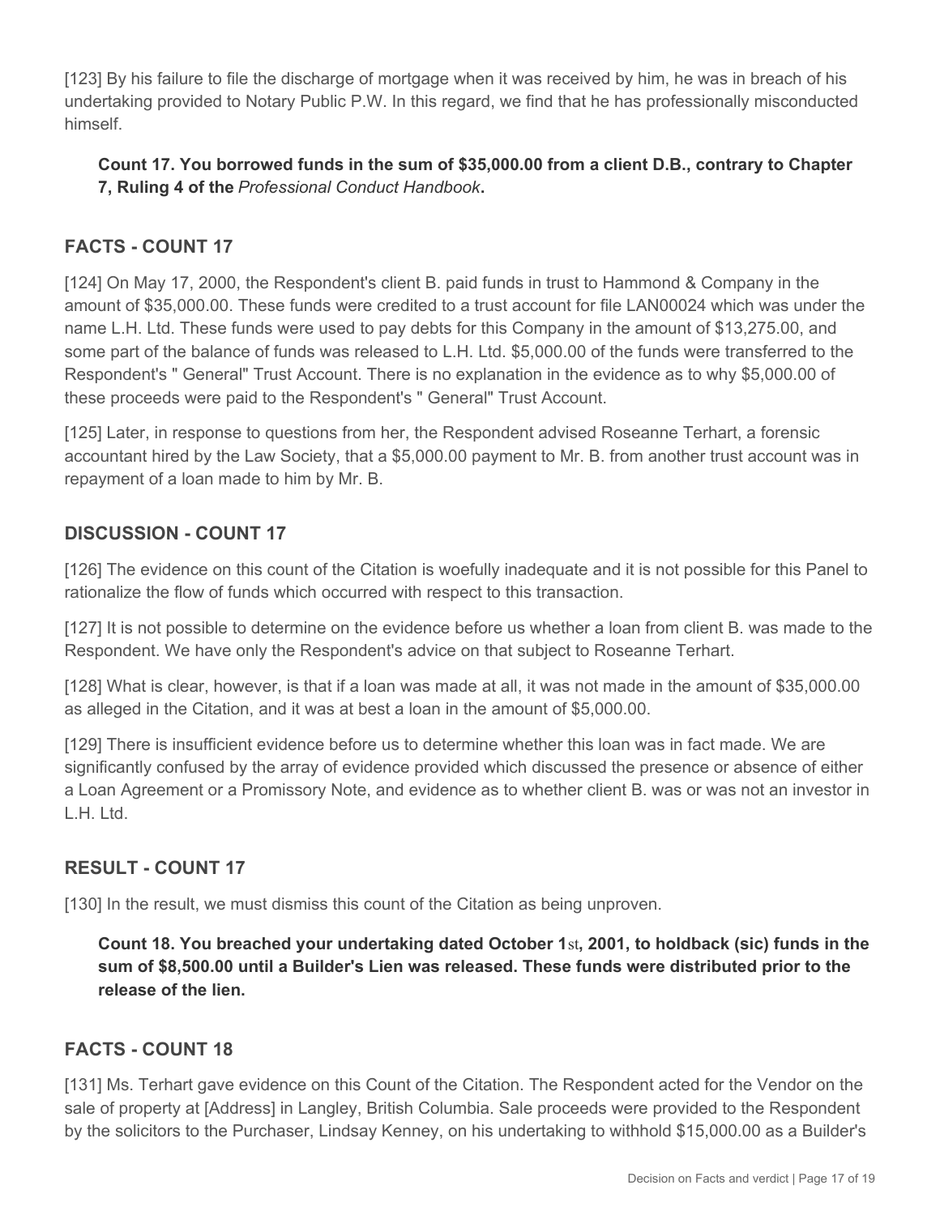[123] By his failure to file the discharge of mortgage when it was received by him, he was in breach of his undertaking provided to Notary Public P.W. In this regard, we find that he has professionally misconducted himself.

> **Count 17. You borrowed funds in the sum of $35,000.00 from a client D.B., contrary to Chapter 7, Ruling 4 of the *Professional Conduct Handbook*.**

## FACTS - COUNT 17

[124] On May 17, 2000, the Respondent's client B. paid funds in trust to Hammond & Company in the amount of $35,000.00. These funds were credited to a trust account for file LAN00024 which was under the name L.H. Ltd. These funds were used to pay debts for this Company in the amount of $13,275.00, and some part of the balance of funds was released to L.H. Ltd. $5,000.00 of the funds were transferred to the Respondent's " General" Trust Account. There is no explanation in the evidence as to why $5,000.00 of these proceeds were paid to the Respondent's " General" Trust Account.

[125] Later, in response to questions from her, the Respondent advised Roseanne Terhart, a forensic accountant hired by the Law Society, that a $5,000.00 payment to Mr. B. from another trust account was in repayment of a loan made to him by Mr. B.

## DISCUSSION - COUNT 17

[126] The evidence on this count of the Citation is woefully inadequate and it is not possible for this Panel to rationalize the flow of funds which occurred with respect to this transaction.

[127] It is not possible to determine on the evidence before us whether a loan from client B. was made to the Respondent. We have only the Respondent's advice on that subject to Roseanne Terhart.

[128] What is clear, however, is that if a loan was made at all, it was not made in the amount of $35,000.00 as alleged in the Citation, and it was at best a loan in the amount of $5,000.00.

[129] There is insufficient evidence before us to determine whether this loan was in fact made. We are significantly confused by the array of evidence provided which discussed the presence or absence of either a Loan Agreement or a Promissory Note, and evidence as to whether client B. was or was not an investor in L.H. Ltd.

## RESULT - COUNT 17

[130] In the result, we must dismiss this count of the Citation as being unproven.

> **Count 18. You breached your undertaking dated October 1st, 2001, to holdback (sic) funds in the sum of $8,500.00 until a Builder's Lien was released. These funds were distributed prior to the release of the lien.**

## FACTS - COUNT 18

[131] Ms. Terhart gave evidence on this Count of the Citation. The Respondent acted for the Vendor on the sale of property at [Address] in Langley, British Columbia. Sale proceeds were provided to the Respondent by the solicitors to the Purchaser, Lindsay Kenney, on his undertaking to withhold $15,000.00 as a Builder's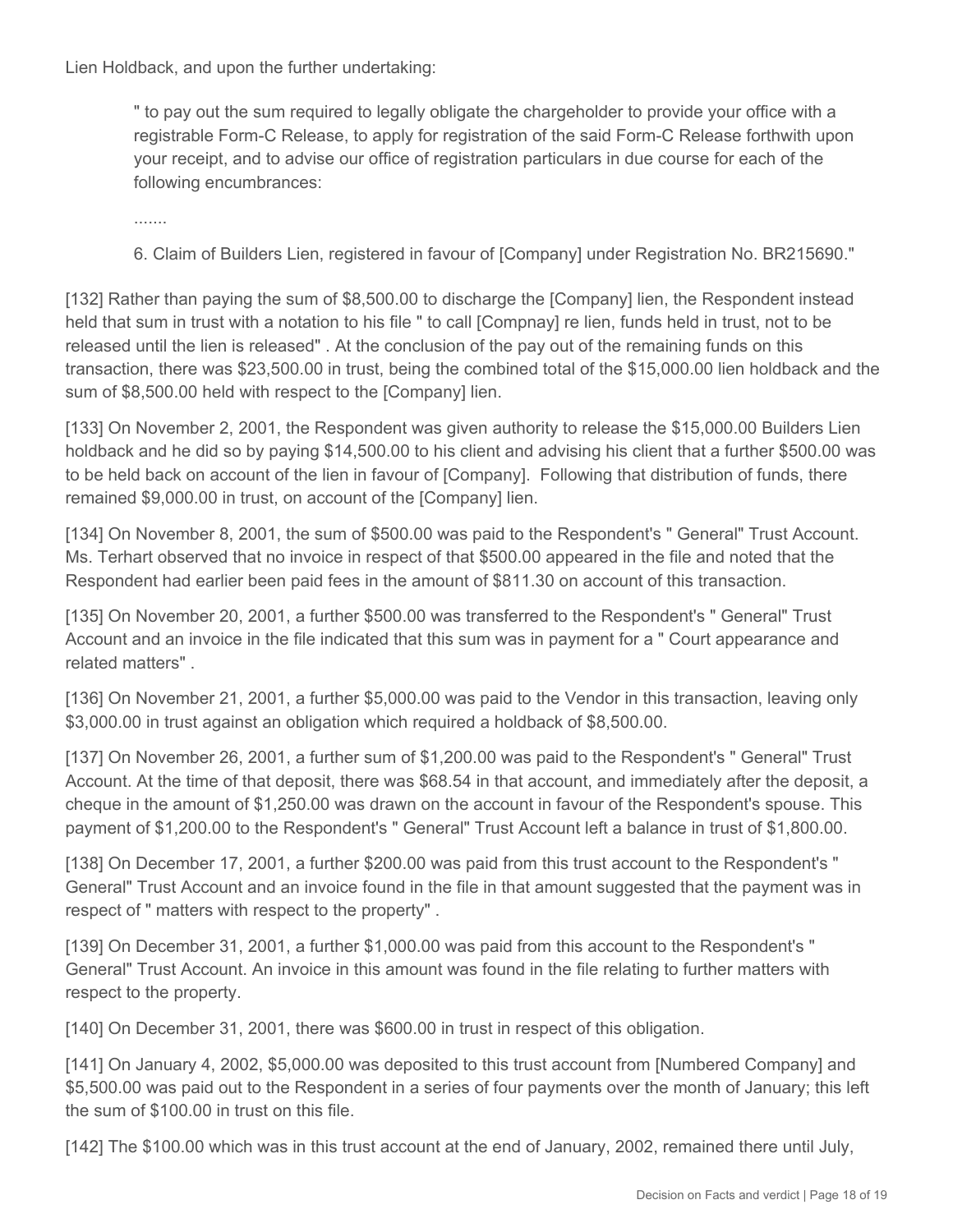Lien Holdback, and upon the further undertaking:

> " to pay out the sum required to legally obligate the chargeholder to provide your office with a registrable Form-C Release, to apply for registration of the said Form-C Release forthwith upon your receipt, and to advise our office of registration particulars in due course for each of the following encumbrances:
>
> .......
>
> 6. Claim of Builders Lien, registered in favour of [Company] under Registration No. BR215690."

[132] Rather than paying the sum of $8,500.00 to discharge the [Company] lien, the Respondent instead held that sum in trust with a notation to his file " to call [Compnay] re lien, funds held in trust, not to be released until the lien is released" . At the conclusion of the pay out of the remaining funds on this transaction, there was $23,500.00 in trust, being the combined total of the $15,000.00 lien holdback and the sum of $8,500.00 held with respect to the [Company] lien.

[133] On November 2, 2001, the Respondent was given authority to release the $15,000.00 Builders Lien holdback and he did so by paying $14,500.00 to his client and advising his client that a further $500.00 was to be held back on account of the lien in favour of [Company]. Following that distribution of funds, there remained $9,000.00 in trust, on account of the [Company] lien.

[134] On November 8, 2001, the sum of $500.00 was paid to the Respondent's " General" Trust Account. Ms. Terhart observed that no invoice in respect of that $500.00 appeared in the file and noted that the Respondent had earlier been paid fees in the amount of $811.30 on account of this transaction.

[135] On November 20, 2001, a further $500.00 was transferred to the Respondent's " General" Trust Account and an invoice in the file indicated that this sum was in payment for a " Court appearance and related matters" .

[136] On November 21, 2001, a further $5,000.00 was paid to the Vendor in this transaction, leaving only $3,000.00 in trust against an obligation which required a holdback of $8,500.00.

[137] On November 26, 2001, a further sum of $1,200.00 was paid to the Respondent's " General" Trust Account. At the time of that deposit, there was $68.54 in that account, and immediately after the deposit, a cheque in the amount of $1,250.00 was drawn on the account in favour of the Respondent's spouse. This payment of $1,200.00 to the Respondent's " General" Trust Account left a balance in trust of $1,800.00.

[138] On December 17, 2001, a further $200.00 was paid from this trust account to the Respondent's " General" Trust Account and an invoice found in the file in that amount suggested that the payment was in respect of " matters with respect to the property" .

[139] On December 31, 2001, a further $1,000.00 was paid from this account to the Respondent's " General" Trust Account. An invoice in this amount was found in the file relating to further matters with respect to the property.

[140] On December 31, 2001, there was $600.00 in trust in respect of this obligation.

[141] On January 4, 2002, $5,000.00 was deposited to this trust account from [Numbered Company] and $5,500.00 was paid out to the Respondent in a series of four payments over the month of January; this left the sum of $100.00 in trust on this file.

[142] The $100.00 which was in this trust account at the end of January, 2002, remained there until July,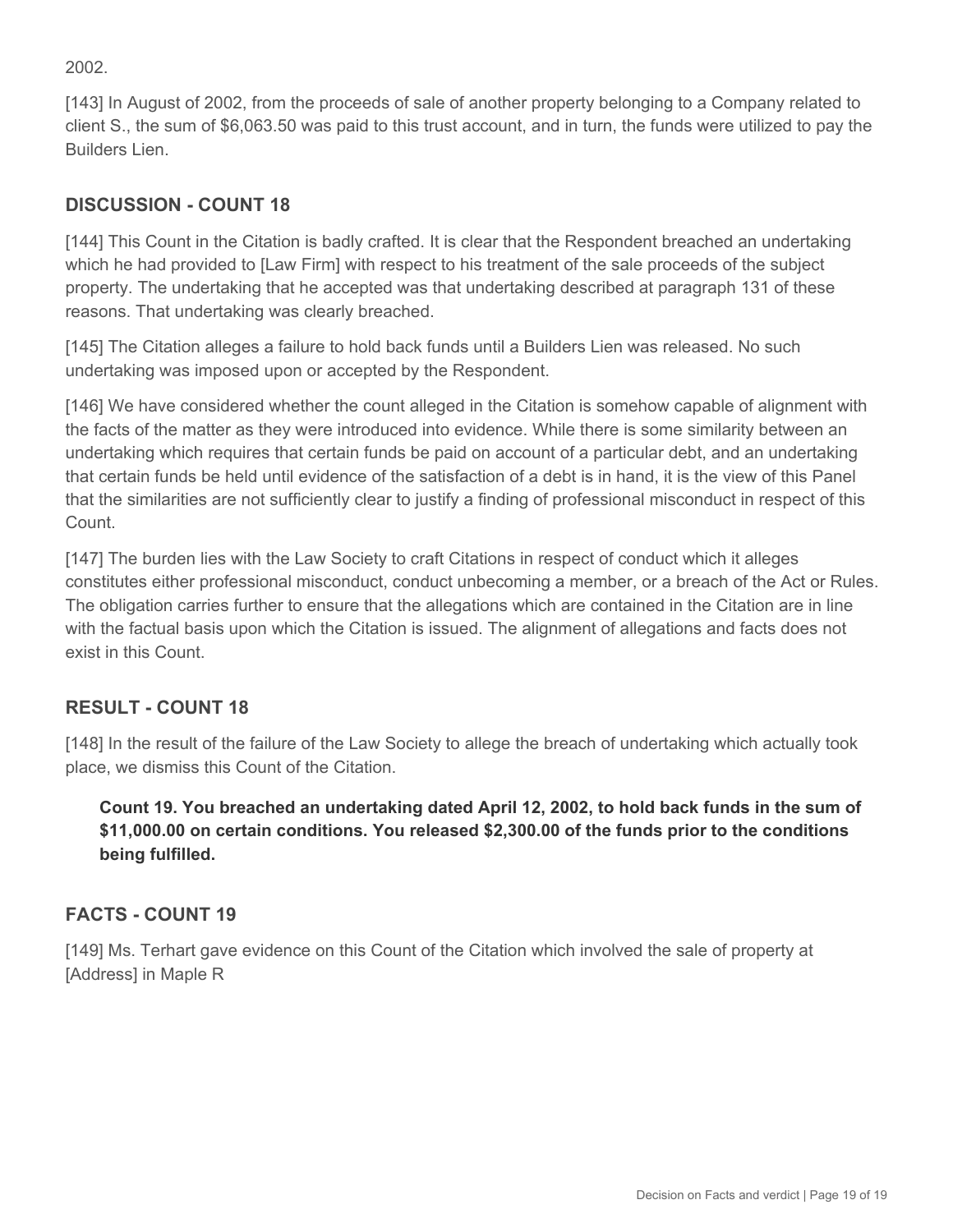2002.

[143] In August of 2002, from the proceeds of sale of another property belonging to a Company related to client S., the sum of $6,063.50 was paid to this trust account, and in turn, the funds were utilized to pay the Builders Lien.

## DISCUSSION - COUNT 18

[144] This Count in the Citation is badly crafted. It is clear that the Respondent breached an undertaking which he had provided to [Law Firm] with respect to his treatment of the sale proceeds of the subject property. The undertaking that he accepted was that undertaking described at paragraph 131 of these reasons. That undertaking was clearly breached.

[145] The Citation alleges a failure to hold back funds until a Builders Lien was released. No such undertaking was imposed upon or accepted by the Respondent.

[146] We have considered whether the count alleged in the Citation is somehow capable of alignment with the facts of the matter as they were introduced into evidence. While there is some similarity between an undertaking which requires that certain funds be paid on account of a particular debt, and an undertaking that certain funds be held until evidence of the satisfaction of a debt is in hand, it is the view of this Panel that the similarities are not sufficiently clear to justify a finding of professional misconduct in respect of this Count.

[147] The burden lies with the Law Society to craft Citations in respect of conduct which it alleges constitutes either professional misconduct, conduct unbecoming a member, or a breach of the Act or Rules. The obligation carries further to ensure that the allegations which are contained in the Citation are in line with the factual basis upon which the Citation is issued. The alignment of allegations and facts does not exist in this Count.

## RESULT - COUNT 18

[148] In the result of the failure of the Law Society to allege the breach of undertaking which actually took place, we dismiss this Count of the Citation.

> **Count 19. You breached an undertaking dated April 12, 2002, to hold back funds in the sum of $11,000.00 on certain conditions. You released $2,300.00 of the funds prior to the conditions being fulfilled.**

## FACTS - COUNT 19

[149] Ms. Terhart gave evidence on this Count of the Citation which involved the sale of property at [Address] in Maple R